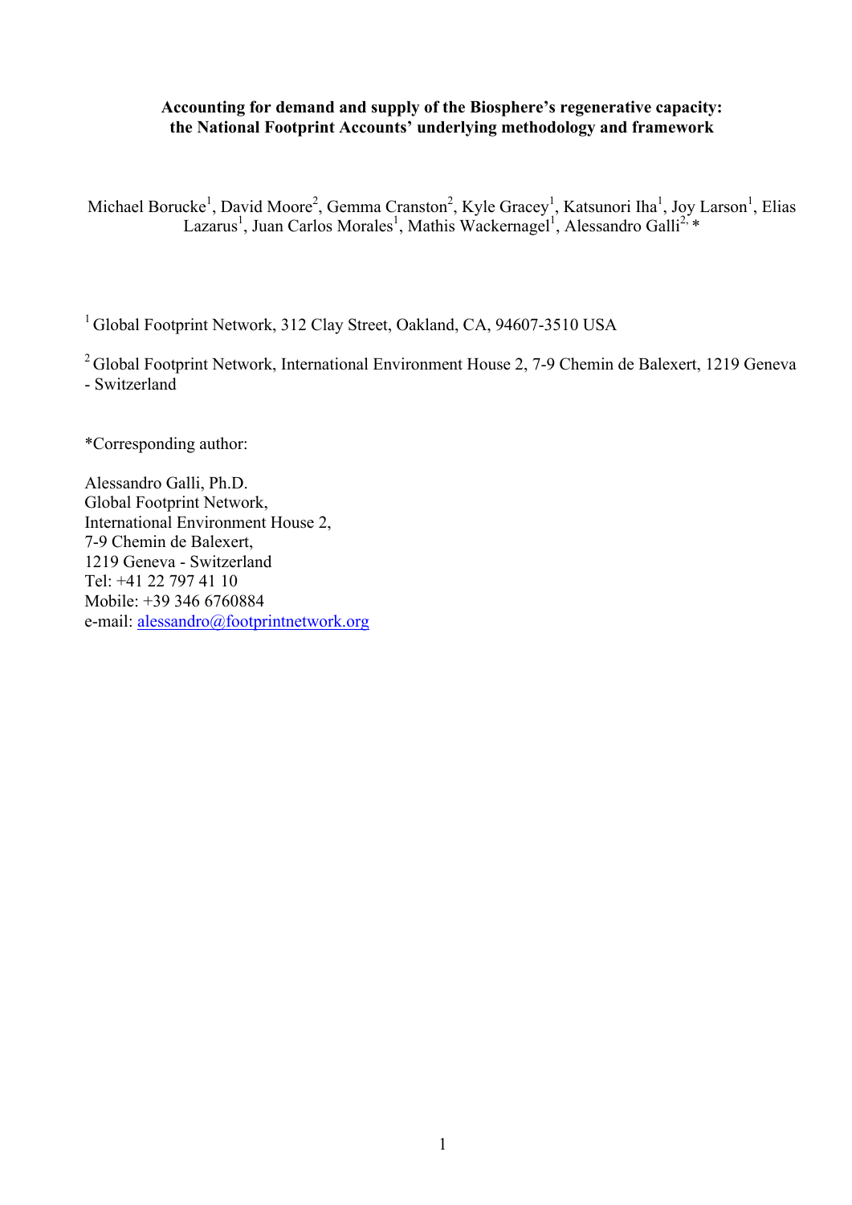**Accounting for demand and supply of the Biosphere's regenerative capacity: the National Footprint Accounts' underlying methodology and framework**

Michael Borucke[1], David Moore[2], Gemma Cranston[2], Kyle Gracey[1], Katsunori Iha[1], Joy Larson[1], Elias Lazarus[1], Juan Carlos Morales[1], Mathis Wackernagel[1], Alessandro Galli[2,*]

[1] Global Footprint Network, 312 Clay Street, Oakland, CA, 94607-3510 USA

[2] Global Footprint Network, International Environment House 2, 7-9 Chemin de Balexert, 1219 Geneva - Switzerland

*Corresponding author:

Alessandro Galli, Ph.D.
Global Footprint Network,
International Environment House 2,
7-9 Chemin de Balexert,
1219 Geneva - Switzerland
Tel: +41 22 797 41 10
Mobile: +39 346 6760884
e-mail: alessandro@footprintnetwork.org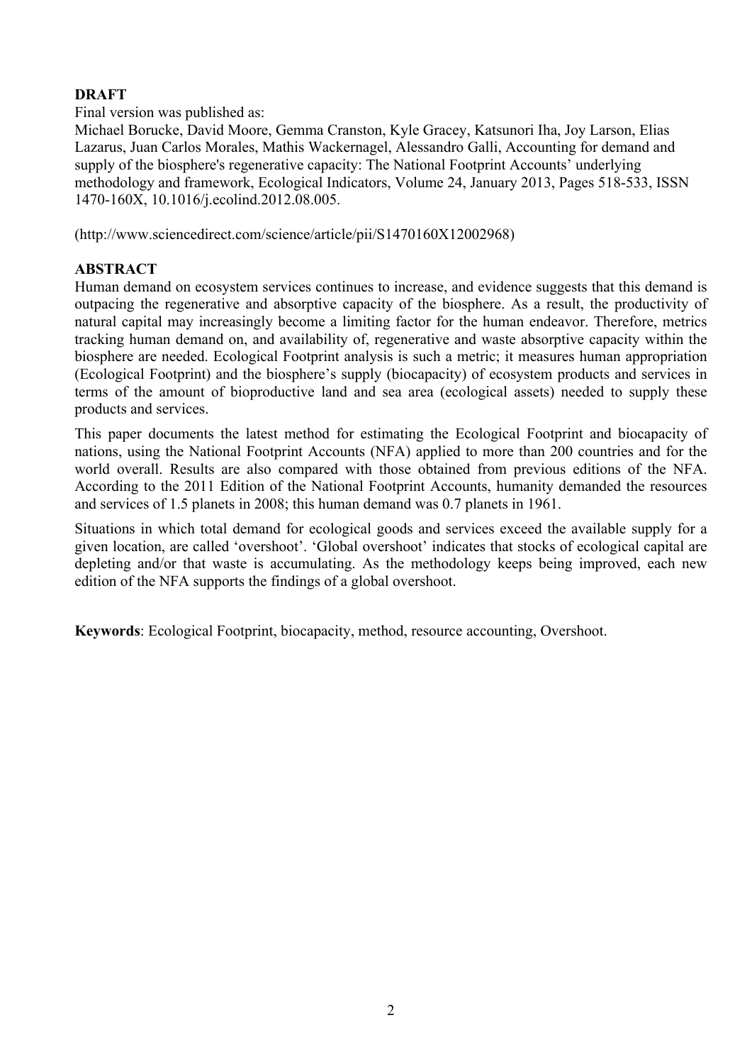**DRAFT**

Final version was published as:

Michael Borucke, David Moore, Gemma Cranston, Kyle Gracey, Katsunori Iha, Joy Larson, Elias Lazarus, Juan Carlos Morales, Mathis Wackernagel, Alessandro Galli, Accounting for demand and supply of the biosphere's regenerative capacity: The National Footprint Accounts' underlying methodology and framework, Ecological Indicators, Volume 24, January 2013, Pages 518-533, ISSN 1470-160X, 10.1016/j.ecolind.2012.08.005.

(http://www.sciencedirect.com/science/article/pii/S1470160X12002968)

**ABSTRACT**

Human demand on ecosystem services continues to increase, and evidence suggests that this demand is outpacing the regenerative and absorptive capacity of the biosphere. As a result, the productivity of natural capital may increasingly become a limiting factor for the human endeavor. Therefore, metrics tracking human demand on, and availability of, regenerative and waste absorptive capacity within the biosphere are needed. Ecological Footprint analysis is such a metric; it measures human appropriation (Ecological Footprint) and the biosphere's supply (biocapacity) of ecosystem products and services in terms of the amount of bioproductive land and sea area (ecological assets) needed to supply these products and services.

This paper documents the latest method for estimating the Ecological Footprint and biocapacity of nations, using the National Footprint Accounts (NFA) applied to more than 200 countries and for the world overall. Results are also compared with those obtained from previous editions of the NFA. According to the 2011 Edition of the National Footprint Accounts, humanity demanded the resources and services of 1.5 planets in 2008; this human demand was 0.7 planets in 1961.

Situations in which total demand for ecological goods and services exceed the available supply for a given location, are called 'overshoot'. 'Global overshoot' indicates that stocks of ecological capital are depleting and/or that waste is accumulating. As the methodology keeps being improved, each new edition of the NFA supports the findings of a global overshoot.

**Keywords**: Ecological Footprint, biocapacity, method, resource accounting, Overshoot.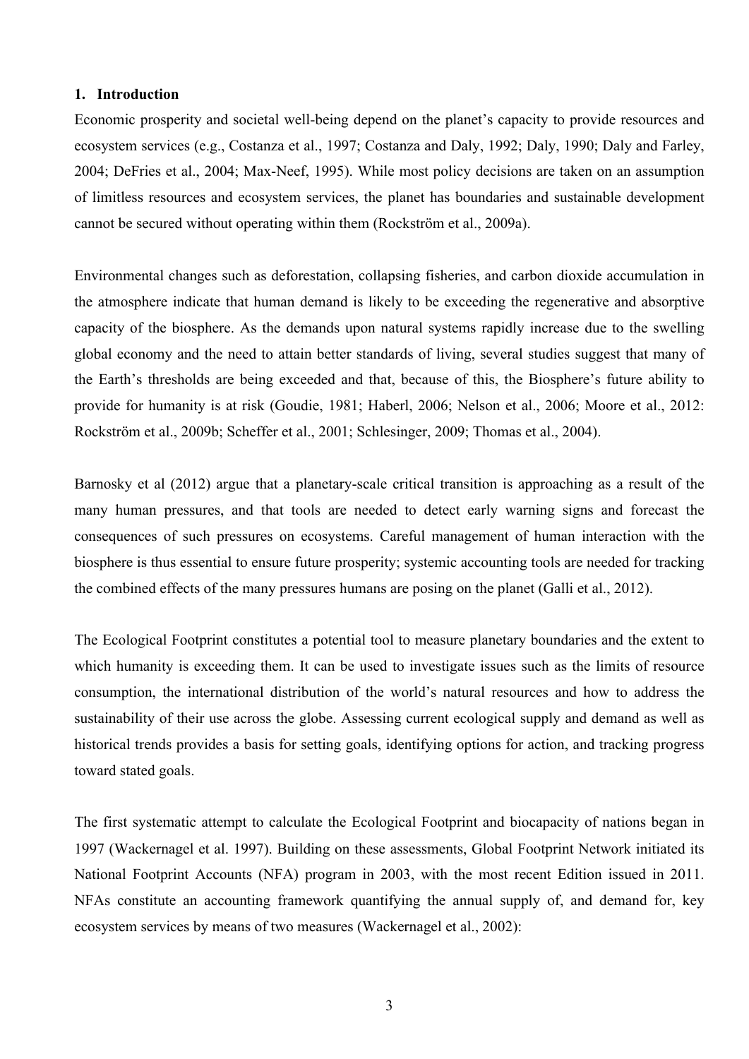## 1. Introduction

Economic prosperity and societal well-being depend on the planet's capacity to provide resources and ecosystem services (e.g., Costanza et al., 1997; Costanza and Daly, 1992; Daly, 1990; Daly and Farley, 2004; DeFries et al., 2004; Max-Neef, 1995). While most policy decisions are taken on an assumption of limitless resources and ecosystem services, the planet has boundaries and sustainable development cannot be secured without operating within them (Rockström et al., 2009a).

Environmental changes such as deforestation, collapsing fisheries, and carbon dioxide accumulation in the atmosphere indicate that human demand is likely to be exceeding the regenerative and absorptive capacity of the biosphere. As the demands upon natural systems rapidly increase due to the swelling global economy and the need to attain better standards of living, several studies suggest that many of the Earth's thresholds are being exceeded and that, because of this, the Biosphere's future ability to provide for humanity is at risk (Goudie, 1981; Haberl, 2006; Nelson et al., 2006; Moore et al., 2012: Rockström et al., 2009b; Scheffer et al., 2001; Schlesinger, 2009; Thomas et al., 2004).

Barnosky et al (2012) argue that a planetary-scale critical transition is approaching as a result of the many human pressures, and that tools are needed to detect early warning signs and forecast the consequences of such pressures on ecosystems. Careful management of human interaction with the biosphere is thus essential to ensure future prosperity; systemic accounting tools are needed for tracking the combined effects of the many pressures humans are posing on the planet (Galli et al., 2012).

The Ecological Footprint constitutes a potential tool to measure planetary boundaries and the extent to which humanity is exceeding them. It can be used to investigate issues such as the limits of resource consumption, the international distribution of the world's natural resources and how to address the sustainability of their use across the globe. Assessing current ecological supply and demand as well as historical trends provides a basis for setting goals, identifying options for action, and tracking progress toward stated goals.

The first systematic attempt to calculate the Ecological Footprint and biocapacity of nations began in 1997 (Wackernagel et al. 1997). Building on these assessments, Global Footprint Network initiated its National Footprint Accounts (NFA) program in 2003, with the most recent Edition issued in 2011. NFAs constitute an accounting framework quantifying the annual supply of, and demand for, key ecosystem services by means of two measures (Wackernagel et al., 2002):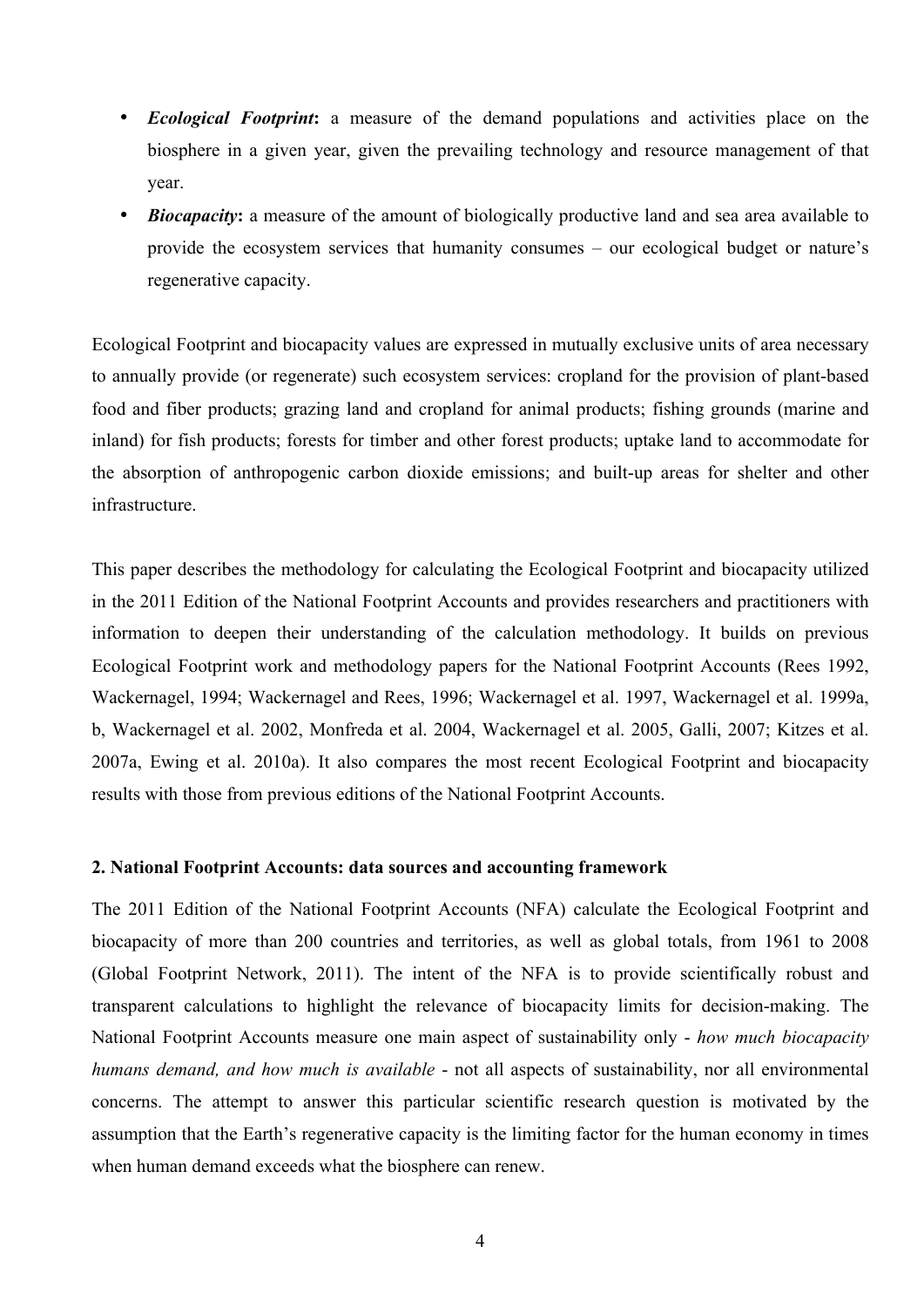- ***Ecological Footprint*****:** a measure of the demand populations and activities place on the biosphere in a given year, given the prevailing technology and resource management of that year.
- ***Biocapacity*****:** a measure of the amount of biologically productive land and sea area available to provide the ecosystem services that humanity consumes – our ecological budget or nature's regenerative capacity.

Ecological Footprint and biocapacity values are expressed in mutually exclusive units of area necessary to annually provide (or regenerate) such ecosystem services: cropland for the provision of plant-based food and fiber products; grazing land and cropland for animal products; fishing grounds (marine and inland) for fish products; forests for timber and other forest products; uptake land to accommodate for the absorption of anthropogenic carbon dioxide emissions; and built-up areas for shelter and other infrastructure.

This paper describes the methodology for calculating the Ecological Footprint and biocapacity utilized in the 2011 Edition of the National Footprint Accounts and provides researchers and practitioners with information to deepen their understanding of the calculation methodology. It builds on previous Ecological Footprint work and methodology papers for the National Footprint Accounts (Rees 1992, Wackernagel, 1994; Wackernagel and Rees, 1996; Wackernagel et al. 1997, Wackernagel et al. 1999a, b, Wackernagel et al. 2002, Monfreda et al. 2004, Wackernagel et al. 2005, Galli, 2007; Kitzes et al. 2007a, Ewing et al. 2010a). It also compares the most recent Ecological Footprint and biocapacity results with those from previous editions of the National Footprint Accounts.

## 2. National Footprint Accounts: data sources and accounting framework

The 2011 Edition of the National Footprint Accounts (NFA) calculate the Ecological Footprint and biocapacity of more than 200 countries and territories, as well as global totals, from 1961 to 2008 (Global Footprint Network, 2011). The intent of the NFA is to provide scientifically robust and transparent calculations to highlight the relevance of biocapacity limits for decision-making. The National Footprint Accounts measure one main aspect of sustainability only - *how much biocapacity humans demand, and how much is available* - not all aspects of sustainability, nor all environmental concerns. The attempt to answer this particular scientific research question is motivated by the assumption that the Earth's regenerative capacity is the limiting factor for the human economy in times when human demand exceeds what the biosphere can renew.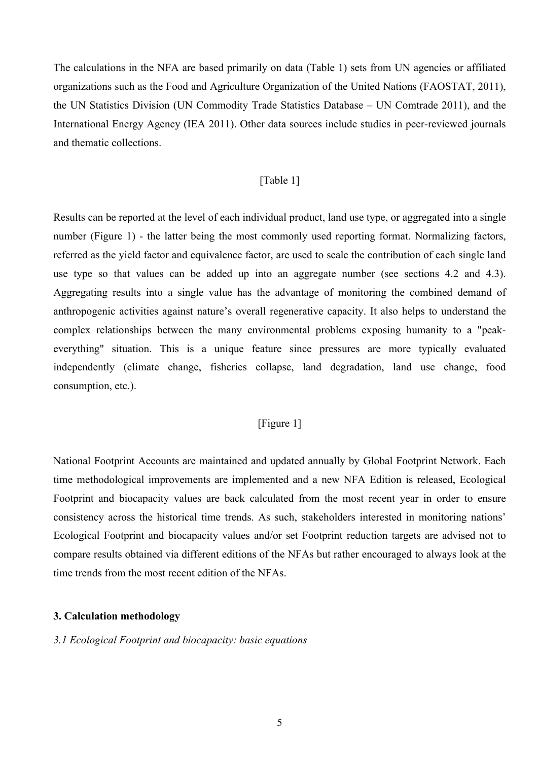The calculations in the NFA are based primarily on data (Table 1) sets from UN agencies or affiliated organizations such as the Food and Agriculture Organization of the United Nations (FAOSTAT, 2011), the UN Statistics Division (UN Commodity Trade Statistics Database – UN Comtrade 2011), and the International Energy Agency (IEA 2011). Other data sources include studies in peer-reviewed journals and thematic collections.

[Table 1]

Results can be reported at the level of each individual product, land use type, or aggregated into a single number (Figure 1) - the latter being the most commonly used reporting format. Normalizing factors, referred as the yield factor and equivalence factor, are used to scale the contribution of each single land use type so that values can be added up into an aggregate number (see sections 4.2 and 4.3). Aggregating results into a single value has the advantage of monitoring the combined demand of anthropogenic activities against nature's overall regenerative capacity. It also helps to understand the complex relationships between the many environmental problems exposing humanity to a "peak-everything" situation. This is a unique feature since pressures are more typically evaluated independently (climate change, fisheries collapse, land degradation, land use change, food consumption, etc.).

[Figure 1]

National Footprint Accounts are maintained and updated annually by Global Footprint Network. Each time methodological improvements are implemented and a new NFA Edition is released, Ecological Footprint and biocapacity values are back calculated from the most recent year in order to ensure consistency across the historical time trends. As such, stakeholders interested in monitoring nations' Ecological Footprint and biocapacity values and/or set Footprint reduction targets are advised not to compare results obtained via different editions of the NFAs but rather encouraged to always look at the time trends from the most recent edition of the NFAs.

## 3. Calculation methodology

### *3.1 Ecological Footprint and biocapacity: basic equations*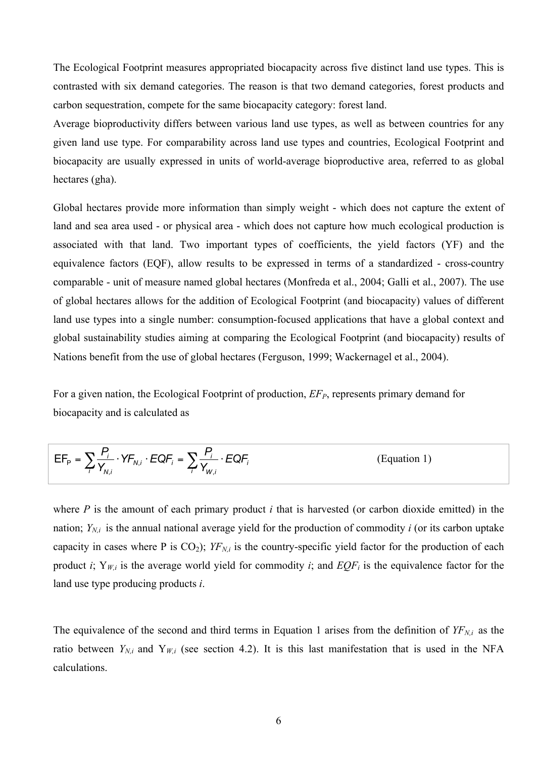The Ecological Footprint measures appropriated biocapacity across five distinct land use types. This is contrasted with six demand categories. The reason is that two demand categories, forest products and carbon sequestration, compete for the same biocapacity category: forest land.

Average bioproductivity differs between various land use types, as well as between countries for any given land use type. For comparability across land use types and countries, Ecological Footprint and biocapacity are usually expressed in units of world-average bioproductive area, referred to as global hectares (gha).

Global hectares provide more information than simply weight - which does not capture the extent of land and sea area used - or physical area - which does not capture how much ecological production is associated with that land. Two important types of coefficients, the yield factors (YF) and the equivalence factors (EQF), allow results to be expressed in terms of a standardized - cross-country comparable - unit of measure named global hectares (Monfreda et al., 2004; Galli et al., 2007). The use of global hectares allows for the addition of Ecological Footprint (and biocapacity) values of different land use types into a single number: consumption-focused applications that have a global context and global sustainability studies aiming at comparing the Ecological Footprint (and biocapacity) results of Nations benefit from the use of global hectares (Ferguson, 1999; Wackernagel et al., 2004).

For a given nation, the Ecological Footprint of production, $EF_P$, represents primary demand for biocapacity and is calculated as

$$EF_P = \sum_i \frac{P_i}{Y_{N,i}} \cdot YF_{N,i} \cdot EQF_i = \sum_i \frac{P_i}{Y_{W,i}} \cdot EQF_i \qquad \text{(Equation 1)}$$

where $P$ is the amount of each primary product $i$ that is harvested (or carbon dioxide emitted) in the nation; $Y_{N,i}$ is the annual national average yield for the production of commodity $i$ (or its carbon uptake capacity in cases where P is $CO_2$); $YF_{N,i}$ is the country-specific yield factor for the production of each product $i$; $Y_{W,i}$ is the average world yield for commodity $i$; and $EQF_i$ is the equivalence factor for the land use type producing products $i$.

The equivalence of the second and third terms in Equation 1 arises from the definition of $YF_{N,i}$ as the ratio between $Y_{N,i}$ and $Y_{W,i}$ (see section 4.2). It is this last manifestation that is used in the NFA calculations.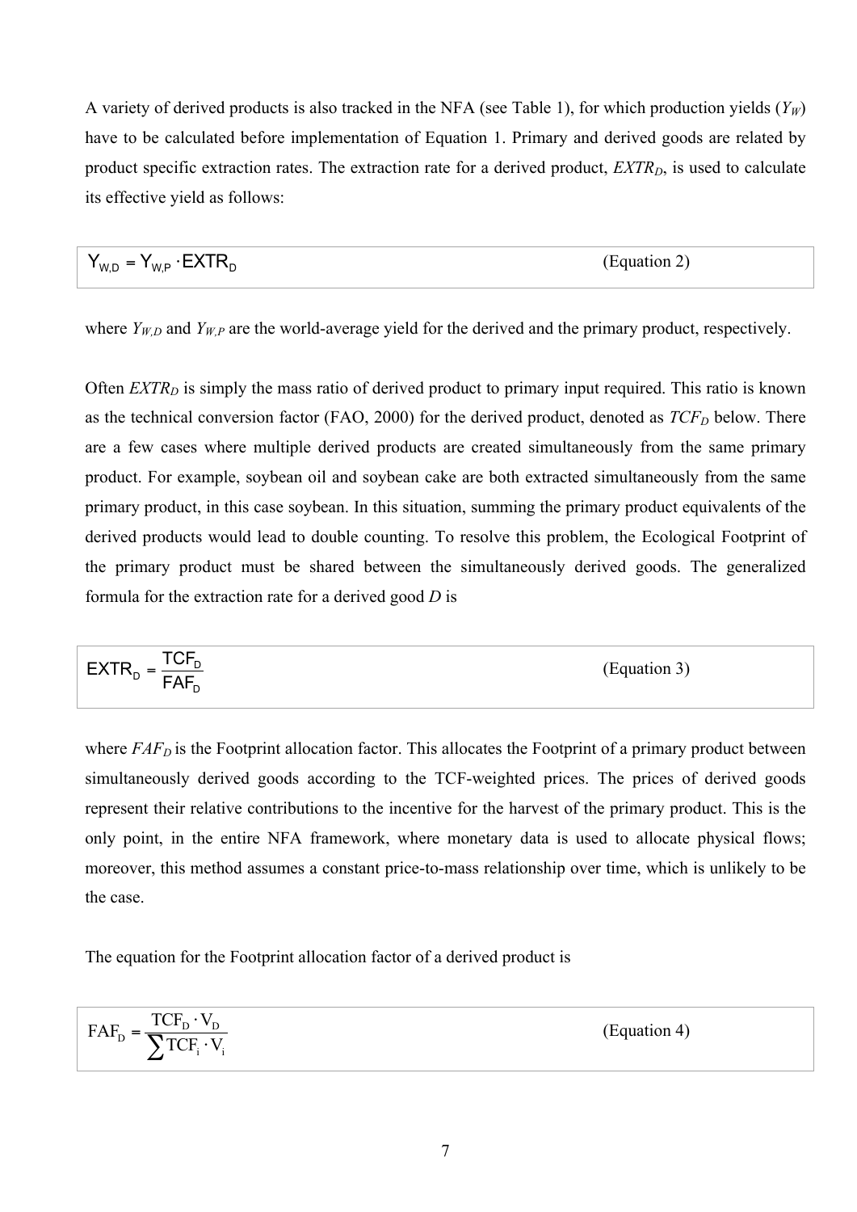A variety of derived products is also tracked in the NFA (see Table 1), for which production yields ($Y_W$) have to be calculated before implementation of Equation 1. Primary and derived goods are related by product specific extraction rates. The extraction rate for a derived product, $EXTR_D$, is used to calculate its effective yield as follows:

$$Y_{W,D} = Y_{W,P} \cdot EXTR_D \qquad \text{(Equation 2)}$$

where $Y_{W,D}$ and $Y_{W,P}$ are the world-average yield for the derived and the primary product, respectively.

Often $EXTR_D$ is simply the mass ratio of derived product to primary input required. This ratio is known as the technical conversion factor (FAO, 2000) for the derived product, denoted as $TCF_D$ below. There are a few cases where multiple derived products are created simultaneously from the same primary product. For example, soybean oil and soybean cake are both extracted simultaneously from the same primary product, in this case soybean. In this situation, summing the primary product equivalents of the derived products would lead to double counting. To resolve this problem, the Ecological Footprint of the primary product must be shared between the simultaneously derived goods. The generalized formula for the extraction rate for a derived good *D* is

$$EXTR_D = \frac{TCF_D}{FAF_D} \qquad \text{(Equation 3)}$$

where $FAF_D$ is the Footprint allocation factor. This allocates the Footprint of a primary product between simultaneously derived goods according to the TCF-weighted prices. The prices of derived goods represent their relative contributions to the incentive for the harvest of the primary product. This is the only point, in the entire NFA framework, where monetary data is used to allocate physical flows; moreover, this method assumes a constant price-to-mass relationship over time, which is unlikely to be the case.

The equation for the Footprint allocation factor of a derived product is

$$FAF_D = \frac{TCF_D \cdot V_D}{\sum TCF_i \cdot V_i} \qquad \text{(Equation 4)}$$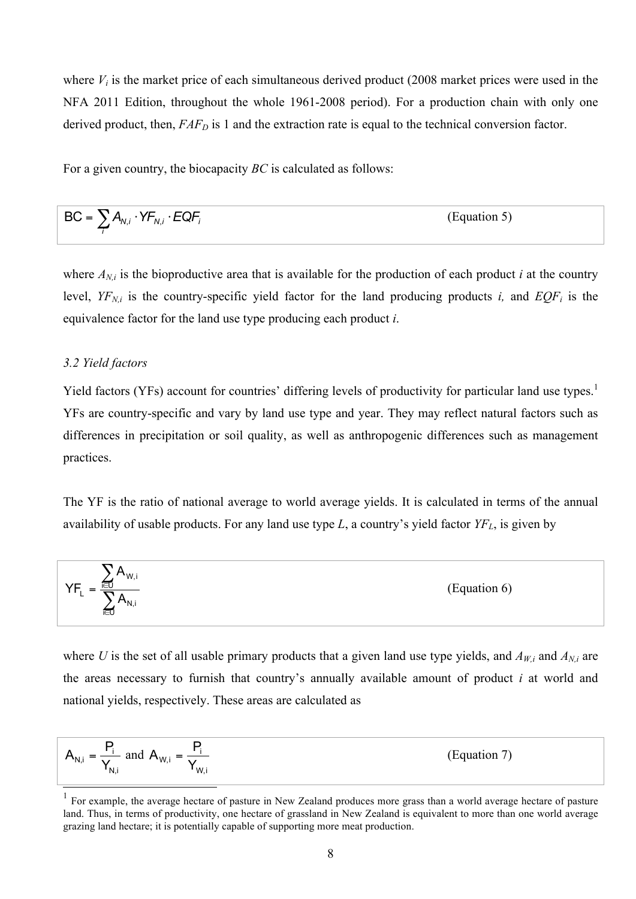where $V_i$ is the market price of each simultaneous derived product (2008 market prices were used in the NFA 2011 Edition, throughout the whole 1961-2008 period). For a production chain with only one derived product, then, $FAF_D$ is 1 and the extraction rate is equal to the technical conversion factor.

For a given country, the biocapacity $BC$ is calculated as follows:

$$BC = \sum_i A_{N,i} \cdot YF_{N,i} \cdot EQF_i \qquad \text{(Equation 5)}$$

where $A_{N,i}$ is the bioproductive area that is available for the production of each product $i$ at the country level, $YF_{N,i}$ is the country-specific yield factor for the land producing products $i$, and $EQF_i$ is the equivalence factor for the land use type producing each product $i$.

### *3.2 Yield factors*

Yield factors (YFs) account for countries' differing levels of productivity for particular land use types.[1] YFs are country-specific and vary by land use type and year. They may reflect natural factors such as differences in precipitation or soil quality, as well as anthropogenic differences such as management practices.

The YF is the ratio of national average to world average yields. It is calculated in terms of the annual availability of usable products. For any land use type $L$, a country's yield factor $YF_L$, is given by

$$YF_L = \frac{\sum_{i \in U} A_{W,i}}{\sum_{i \in U} A_{N,i}} \qquad \text{(Equation 6)}$$

where $U$ is the set of all usable primary products that a given land use type yields, and $A_{W,i}$ and $A_{N,i}$ are the areas necessary to furnish that country's annually available amount of product $i$ at world and national yields, respectively. These areas are calculated as

$$A_{N,i} = \frac{P_i}{Y_{N,i}} \text{ and } A_{W,i} = \frac{P_i}{Y_{W,i}} \qquad \text{(Equation 7)}$$

[1] For example, the average hectare of pasture in New Zealand produces more grass than a world average hectare of pasture land. Thus, in terms of productivity, one hectare of grassland in New Zealand is equivalent to more than one world average grazing land hectare; it is potentially capable of supporting more meat production.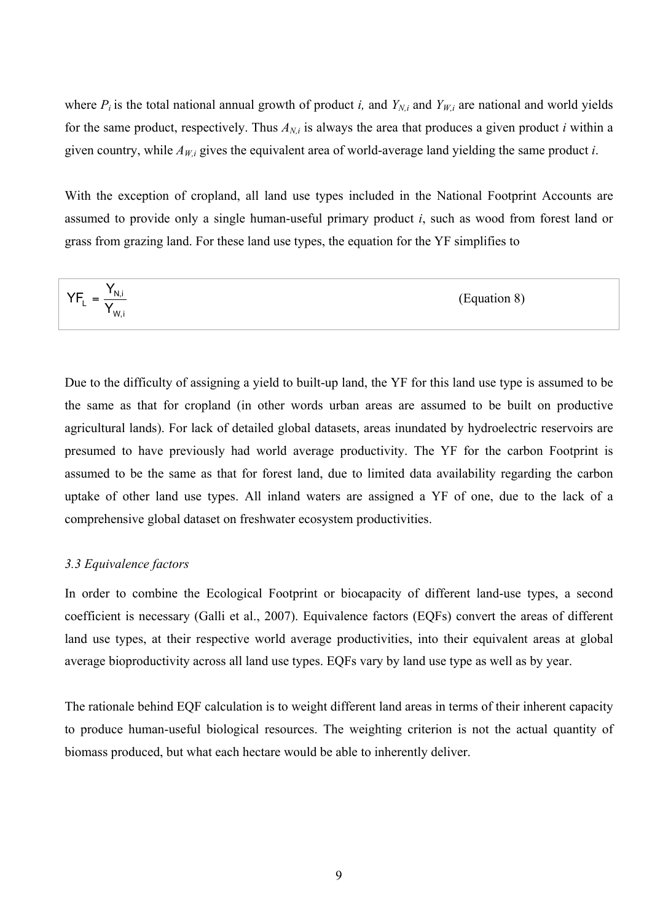where $P_i$ is the total national annual growth of product *i,* and $Y_{N,i}$ and $Y_{W,i}$ are national and world yields for the same product, respectively. Thus $A_{N,i}$ is always the area that produces a given product *i* within a given country, while $A_{W,i}$ gives the equivalent area of world-average land yielding the same product *i*.

With the exception of cropland, all land use types included in the National Footprint Accounts are assumed to provide only a single human-useful primary product *i*, such as wood from forest land or grass from grazing land. For these land use types, the equation for the YF simplifies to

$$YF_L = \frac{Y_{N,i}}{Y_{W,i}} \qquad \text{(Equation 8)}$$

Due to the difficulty of assigning a yield to built-up land, the YF for this land use type is assumed to be the same as that for cropland (in other words urban areas are assumed to be built on productive agricultural lands). For lack of detailed global datasets, areas inundated by hydroelectric reservoirs are presumed to have previously had world average productivity. The YF for the carbon Footprint is assumed to be the same as that for forest land, due to limited data availability regarding the carbon uptake of other land use types. All inland waters are assigned a YF of one, due to the lack of a comprehensive global dataset on freshwater ecosystem productivities.

### *3.3 Equivalence factors*

In order to combine the Ecological Footprint or biocapacity of different land-use types, a second coefficient is necessary (Galli et al., 2007). Equivalence factors (EQFs) convert the areas of different land use types, at their respective world average productivities, into their equivalent areas at global average bioproductivity across all land use types. EQFs vary by land use type as well as by year.

The rationale behind EQF calculation is to weight different land areas in terms of their inherent capacity to produce human-useful biological resources. The weighting criterion is not the actual quantity of biomass produced, but what each hectare would be able to inherently deliver.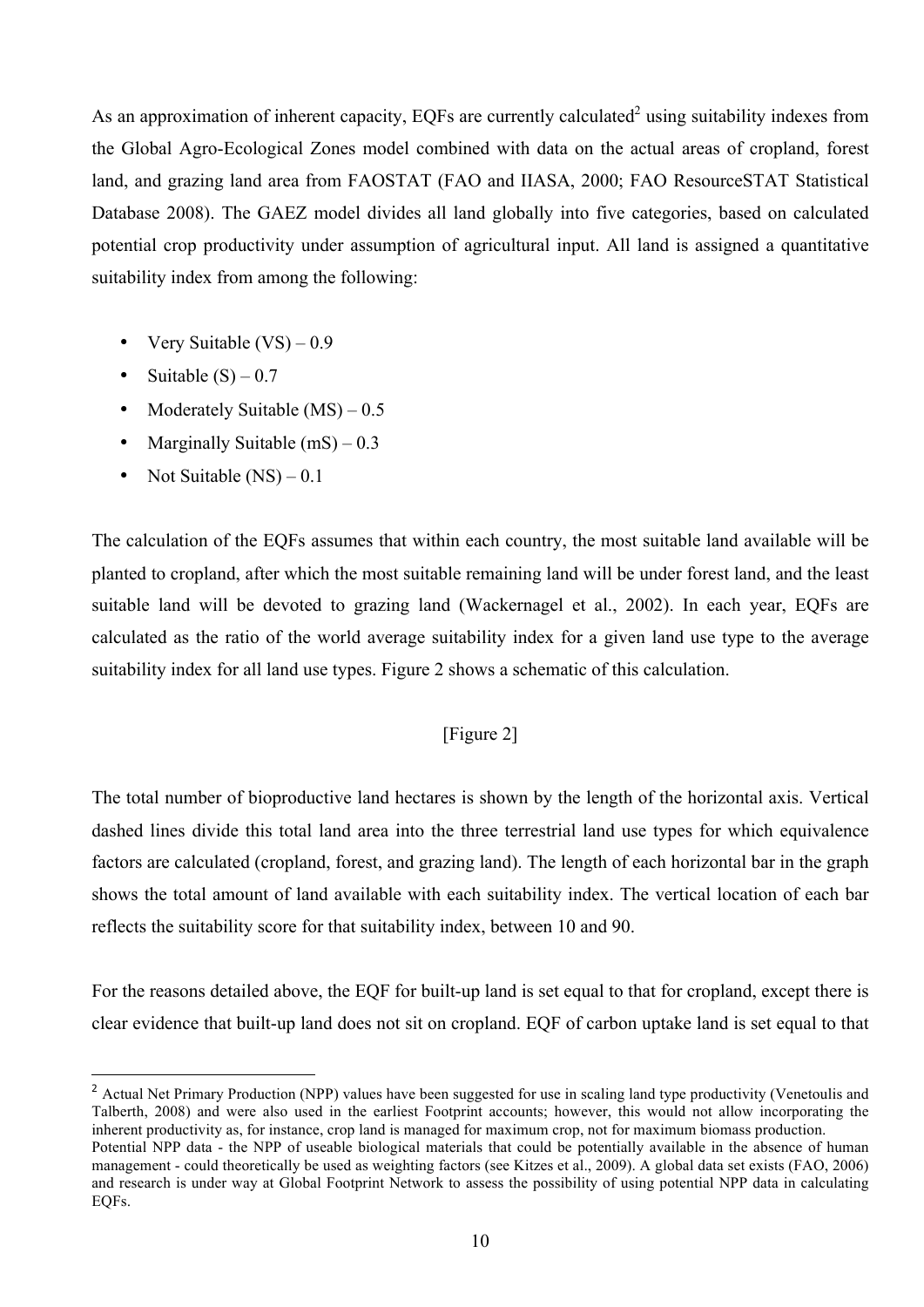As an approximation of inherent capacity, EQFs are currently calculated[2] using suitability indexes from the Global Agro-Ecological Zones model combined with data on the actual areas of cropland, forest land, and grazing land area from FAOSTAT (FAO and IIASA, 2000; FAO ResourceSTAT Statistical Database 2008). The GAEZ model divides all land globally into five categories, based on calculated potential crop productivity under assumption of agricultural input. All land is assigned a quantitative suitability index from among the following:

- Very Suitable (VS) – 0.9
- Suitable (S) – 0.7
- Moderately Suitable (MS) – 0.5
- Marginally Suitable (mS) – 0.3
- Not Suitable (NS) – 0.1

The calculation of the EQFs assumes that within each country, the most suitable land available will be planted to cropland, after which the most suitable remaining land will be under forest land, and the least suitable land will be devoted to grazing land (Wackernagel et al., 2002). In each year, EQFs are calculated as the ratio of the world average suitability index for a given land use type to the average suitability index for all land use types. Figure 2 shows a schematic of this calculation.

[Figure 2]

The total number of bioproductive land hectares is shown by the length of the horizontal axis. Vertical dashed lines divide this total land area into the three terrestrial land use types for which equivalence factors are calculated (cropland, forest, and grazing land). The length of each horizontal bar in the graph shows the total amount of land available with each suitability index. The vertical location of each bar reflects the suitability score for that suitability index, between 10 and 90.

For the reasons detailed above, the EQF for built-up land is set equal to that for cropland, except there is clear evidence that built-up land does not sit on cropland. EQF of carbon uptake land is set equal to that

---

[2] Actual Net Primary Production (NPP) values have been suggested for use in scaling land type productivity (Venetoulis and Talberth, 2008) and were also used in the earliest Footprint accounts; however, this would not allow incorporating the inherent productivity as, for instance, crop land is managed for maximum crop, not for maximum biomass production. Potential NPP data - the NPP of useable biological materials that could be potentially available in the absence of human management - could theoretically be used as weighting factors (see Kitzes et al., 2009). A global data set exists (FAO, 2006) and research is under way at Global Footprint Network to assess the possibility of using potential NPP data in calculating EQFs.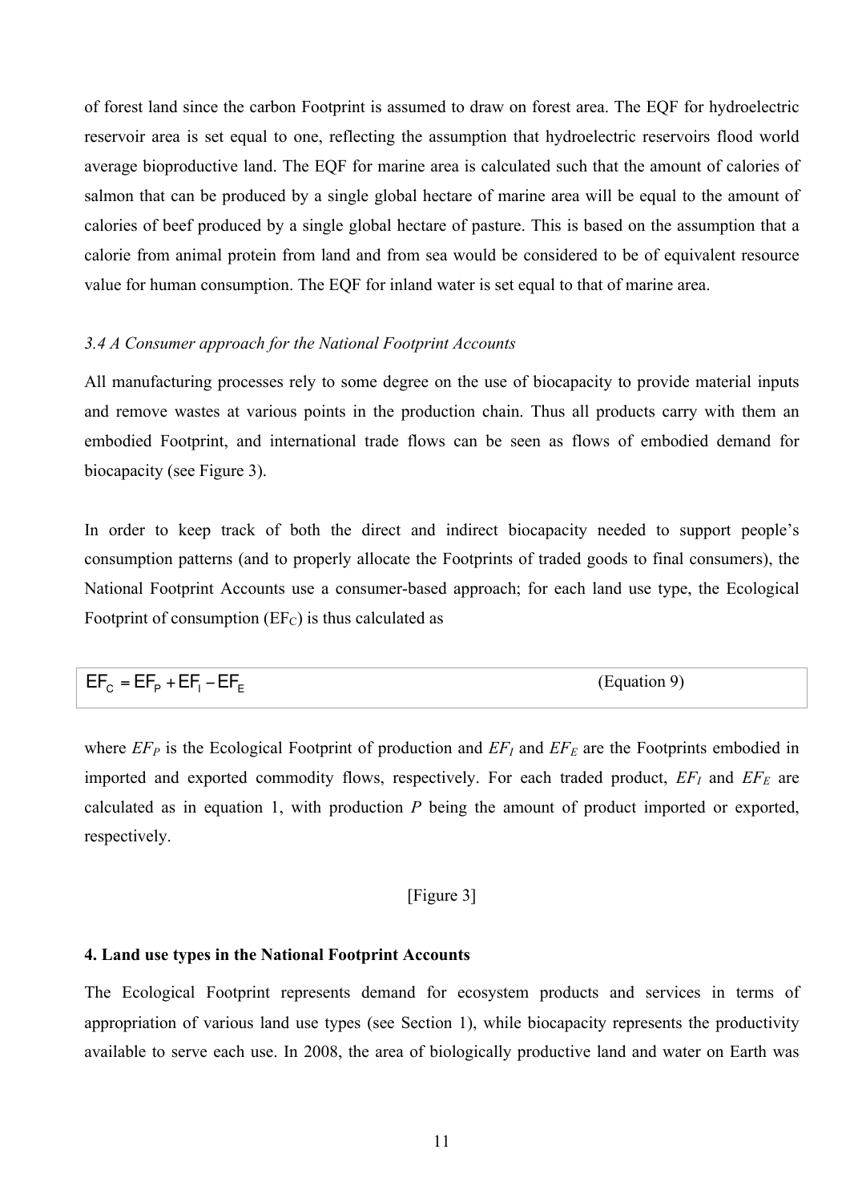of forest land since the carbon Footprint is assumed to draw on forest area. The EQF for hydroelectric reservoir area is set equal to one, reflecting the assumption that hydroelectric reservoirs flood world average bioproductive land. The EQF for marine area is calculated such that the amount of calories of salmon that can be produced by a single global hectare of marine area will be equal to the amount of calories of beef produced by a single global hectare of pasture. This is based on the assumption that a calorie from animal protein from land and from sea would be considered to be of equivalent resource value for human consumption. The EQF for inland water is set equal to that of marine area.

### *3.4 A Consumer approach for the National Footprint Accounts*

All manufacturing processes rely to some degree on the use of biocapacity to provide material inputs and remove wastes at various points in the production chain. Thus all products carry with them an embodied Footprint, and international trade flows can be seen as flows of embodied demand for biocapacity (see Figure 3).

In order to keep track of both the direct and indirect biocapacity needed to support people's consumption patterns (and to properly allocate the Footprints of traded goods to final consumers), the National Footprint Accounts use a consumer-based approach; for each land use type, the Ecological Footprint of consumption ($EF_C$) is thus calculated as

$$EF_C = EF_P + EF_I - EF_E \qquad \text{(Equation 9)}$$

where $EF_P$ is the Ecological Footprint of production and $EF_I$ and $EF_E$ are the Footprints embodied in imported and exported commodity flows, respectively. For each traded product, $EF_I$ and $EF_E$ are calculated as in equation 1, with production $P$ being the amount of product imported or exported, respectively.

[Figure 3]

## 4. Land use types in the National Footprint Accounts

The Ecological Footprint represents demand for ecosystem products and services in terms of appropriation of various land use types (see Section 1), while biocapacity represents the productivity available to serve each use. In 2008, the area of biologically productive land and water on Earth was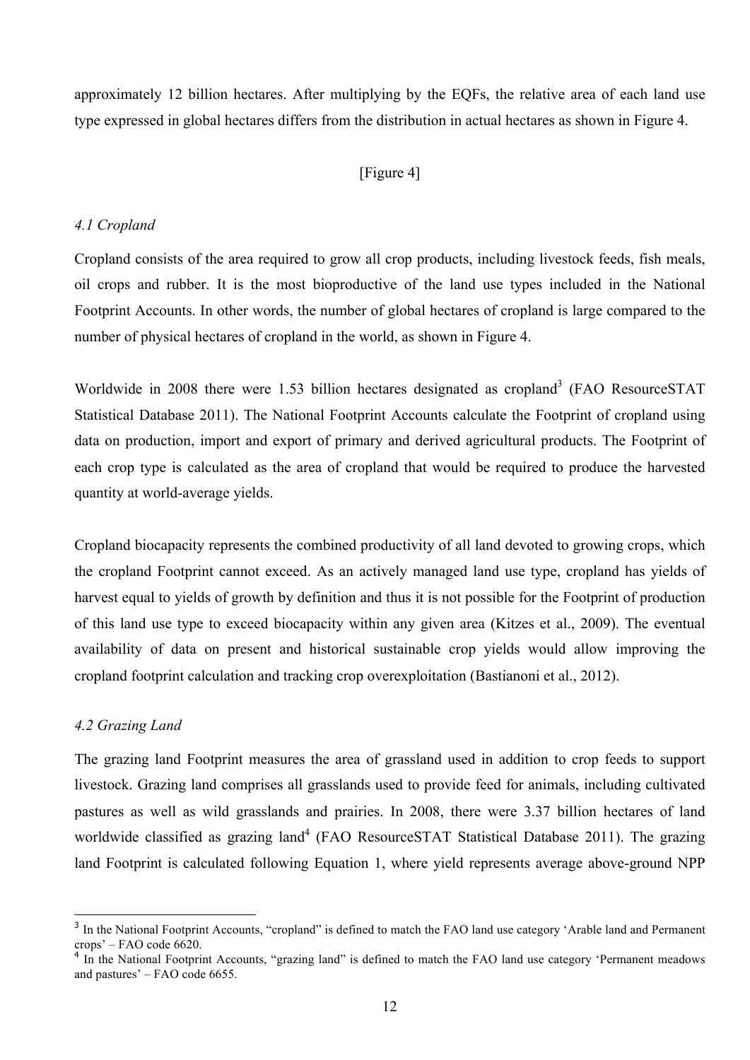approximately 12 billion hectares. After multiplying by the EQFs, the relative area of each land use type expressed in global hectares differs from the distribution in actual hectares as shown in Figure 4.

[Figure 4]

### *4.1 Cropland*

Cropland consists of the area required to grow all crop products, including livestock feeds, fish meals, oil crops and rubber. It is the most bioproductive of the land use types included in the National Footprint Accounts. In other words, the number of global hectares of cropland is large compared to the number of physical hectares of cropland in the world, as shown in Figure 4.

Worldwide in 2008 there were 1.53 billion hectares designated as cropland[3] (FAO ResourceSTAT Statistical Database 2011). The National Footprint Accounts calculate the Footprint of cropland using data on production, import and export of primary and derived agricultural products. The Footprint of each crop type is calculated as the area of cropland that would be required to produce the harvested quantity at world-average yields.

Cropland biocapacity represents the combined productivity of all land devoted to growing crops, which the cropland Footprint cannot exceed. As an actively managed land use type, cropland has yields of harvest equal to yields of growth by definition and thus it is not possible for the Footprint of production of this land use type to exceed biocapacity within any given area (Kitzes et al., 2009). The eventual availability of data on present and historical sustainable crop yields would allow improving the cropland footprint calculation and tracking crop overexploitation (Bastianoni et al., 2012).

### *4.2 Grazing Land*

The grazing land Footprint measures the area of grassland used in addition to crop feeds to support livestock. Grazing land comprises all grasslands used to provide feed for animals, including cultivated pastures as well as wild grasslands and prairies. In 2008, there were 3.37 billion hectares of land worldwide classified as grazing land[4] (FAO ResourceSTAT Statistical Database 2011). The grazing land Footprint is calculated following Equation 1, where yield represents average above-ground NPP

---

[3] In the National Footprint Accounts, "cropland" is defined to match the FAO land use category 'Arable land and Permanent crops' – FAO code 6620.

[4] In the National Footprint Accounts, "grazing land" is defined to match the FAO land use category 'Permanent meadows and pastures' – FAO code 6655.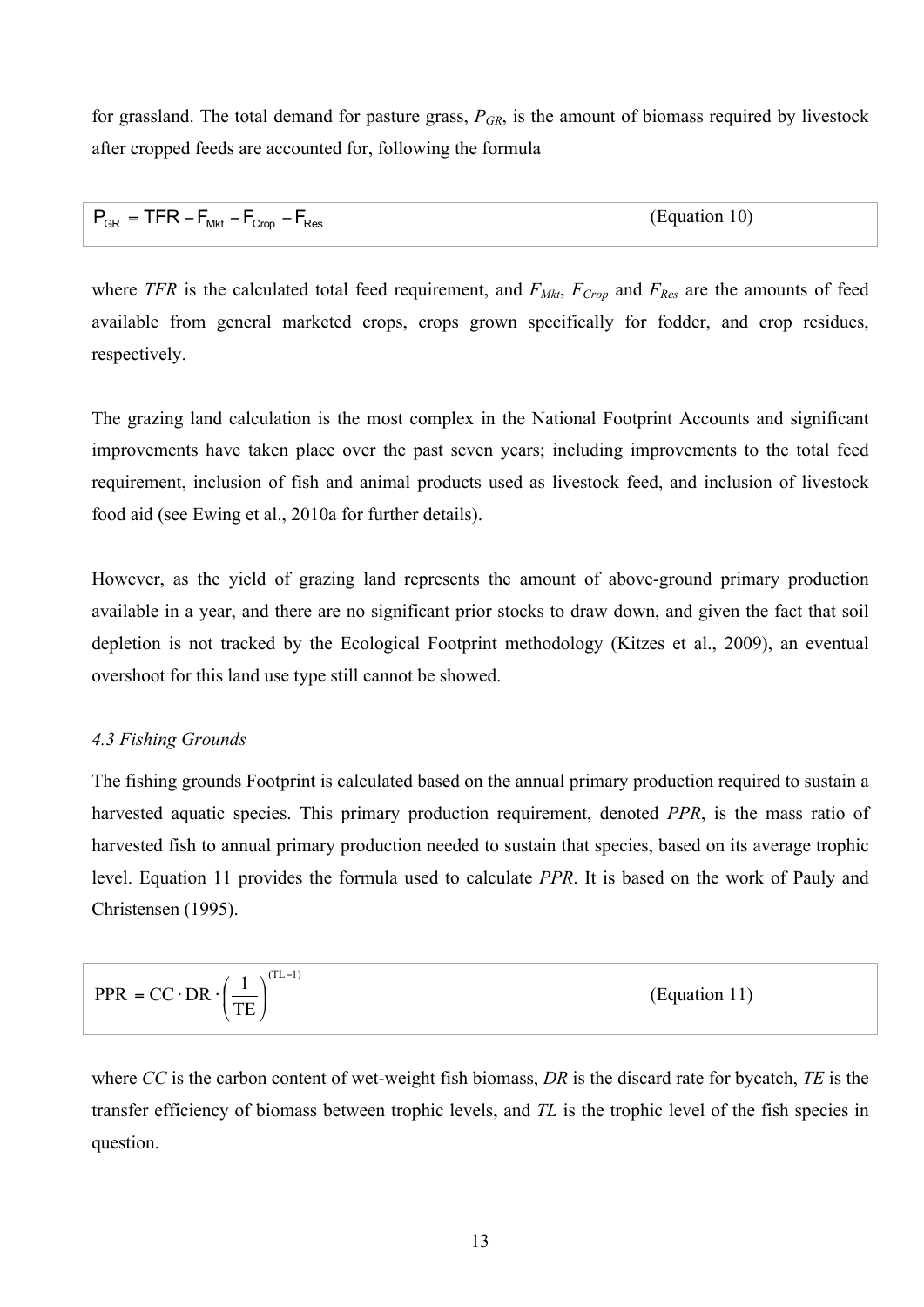for grassland. The total demand for pasture grass, $P_{GR}$, is the amount of biomass required by livestock after cropped feeds are accounted for, following the formula

$$P_{GR} = TFR - F_{Mkt} - F_{Crop} - F_{Res} \qquad \text{(Equation 10)}$$

where *TFR* is the calculated total feed requirement, and $F_{Mkt}$, $F_{Crop}$ and $F_{Res}$ are the amounts of feed available from general marketed crops, crops grown specifically for fodder, and crop residues, respectively.

The grazing land calculation is the most complex in the National Footprint Accounts and significant improvements have taken place over the past seven years; including improvements to the total feed requirement, inclusion of fish and animal products used as livestock feed, and inclusion of livestock food aid (see Ewing et al., 2010a for further details).

However, as the yield of grazing land represents the amount of above-ground primary production available in a year, and there are no significant prior stocks to draw down, and given the fact that soil depletion is not tracked by the Ecological Footprint methodology (Kitzes et al., 2009), an eventual overshoot for this land use type still cannot be showed.

### *4.3 Fishing Grounds*

The fishing grounds Footprint is calculated based on the annual primary production required to sustain a harvested aquatic species. This primary production requirement, denoted *PPR*, is the mass ratio of harvested fish to annual primary production needed to sustain that species, based on its average trophic level. Equation 11 provides the formula used to calculate *PPR*. It is based on the work of Pauly and Christensen (1995).

$$PPR = CC \cdot DR \cdot \left(\frac{1}{TE}\right)^{(TL-1)} \qquad \text{(Equation 11)}$$

where *CC* is the carbon content of wet-weight fish biomass, *DR* is the discard rate for bycatch, *TE* is the transfer efficiency of biomass between trophic levels, and *TL* is the trophic level of the fish species in question.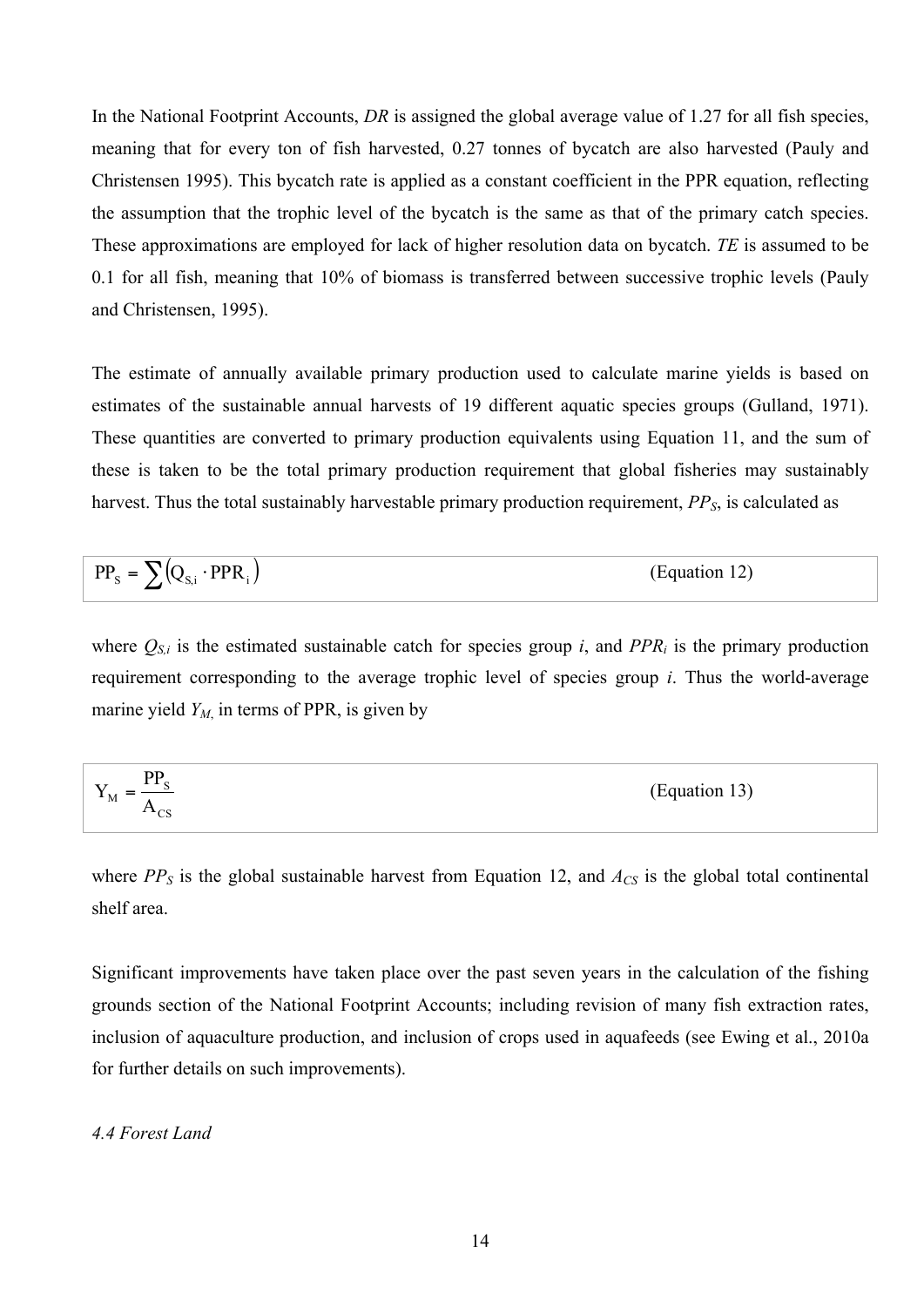In the National Footprint Accounts, *DR* is assigned the global average value of 1.27 for all fish species, meaning that for every ton of fish harvested, 0.27 tonnes of bycatch are also harvested (Pauly and Christensen 1995). This bycatch rate is applied as a constant coefficient in the PPR equation, reflecting the assumption that the trophic level of the bycatch is the same as that of the primary catch species. These approximations are employed for lack of higher resolution data on bycatch. *TE* is assumed to be 0.1 for all fish, meaning that 10% of biomass is transferred between successive trophic levels (Pauly and Christensen, 1995).

The estimate of annually available primary production used to calculate marine yields is based on estimates of the sustainable annual harvests of 19 different aquatic species groups (Gulland, 1971). These quantities are converted to primary production equivalents using Equation 11, and the sum of these is taken to be the total primary production requirement that global fisheries may sustainably harvest. Thus the total sustainably harvestable primary production requirement, $PP_S$, is calculated as

$$PP_S = \sum \left(Q_{S,i} \cdot PPR_i\right) \qquad \text{(Equation 12)}$$

where $Q_{S,i}$ is the estimated sustainable catch for species group *i*, and $PPR_i$ is the primary production requirement corresponding to the average trophic level of species group *i*. Thus the world-average marine yield $Y_M$, in terms of PPR, is given by

$$Y_M = \frac{PP_S}{A_{CS}} \qquad \text{(Equation 13)}$$

where $PP_S$ is the global sustainable harvest from Equation 12, and $A_{CS}$ is the global total continental shelf area.

Significant improvements have taken place over the past seven years in the calculation of the fishing grounds section of the National Footprint Accounts; including revision of many fish extraction rates, inclusion of aquaculture production, and inclusion of crops used in aquafeeds (see Ewing et al., 2010a for further details on such improvements).

### *4.4 Forest Land*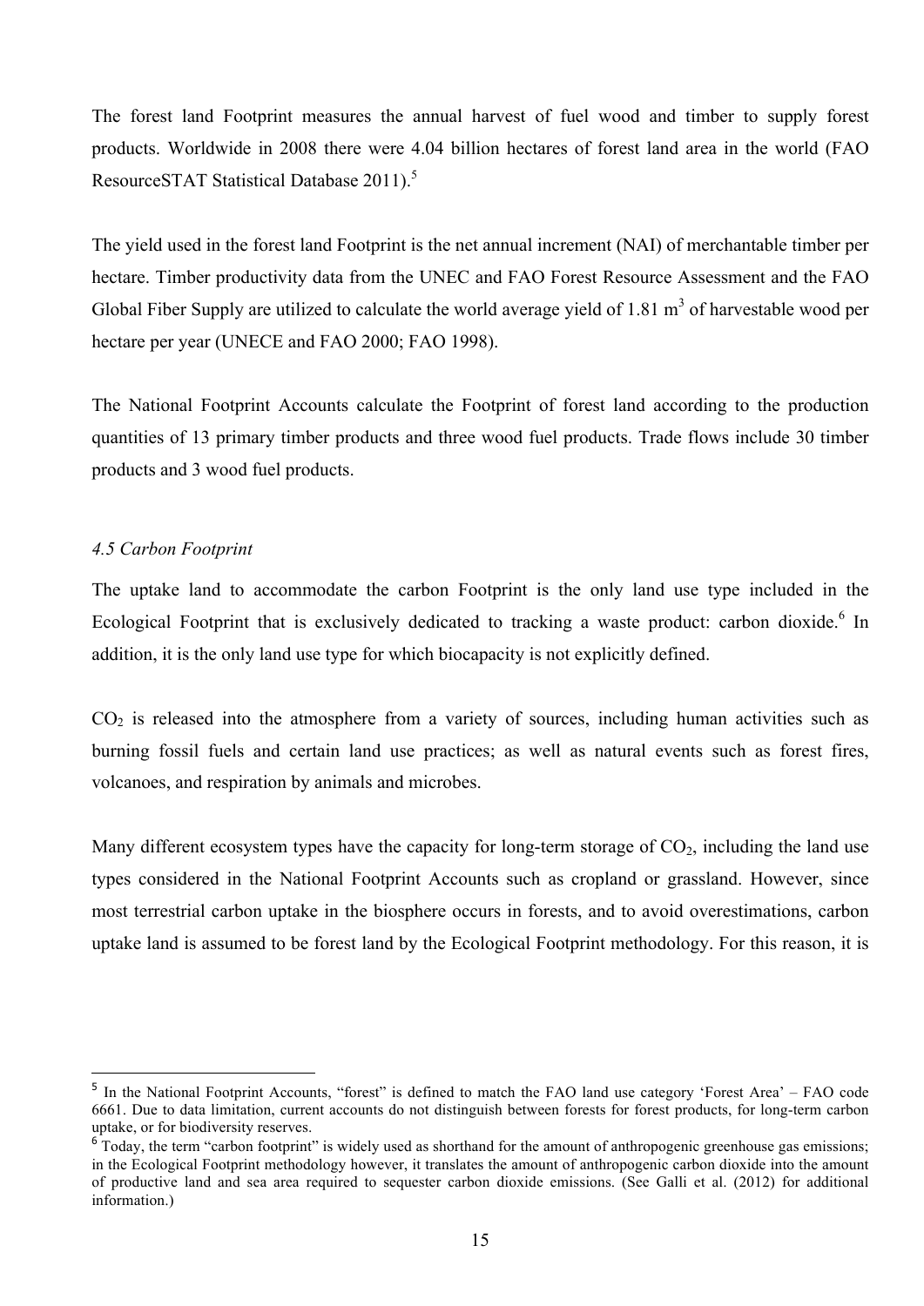The forest land Footprint measures the annual harvest of fuel wood and timber to supply forest products. Worldwide in 2008 there were 4.04 billion hectares of forest land area in the world (FAO ResourceSTAT Statistical Database 2011).[5]

The yield used in the forest land Footprint is the net annual increment (NAI) of merchantable timber per hectare. Timber productivity data from the UNEC and FAO Forest Resource Assessment and the FAO Global Fiber Supply are utilized to calculate the world average yield of 1.81 $m^3$ of harvestable wood per hectare per year (UNECE and FAO 2000; FAO 1998).

The National Footprint Accounts calculate the Footprint of forest land according to the production quantities of 13 primary timber products and three wood fuel products. Trade flows include 30 timber products and 3 wood fuel products.

### *4.5 Carbon Footprint*

The uptake land to accommodate the carbon Footprint is the only land use type included in the Ecological Footprint that is exclusively dedicated to tracking a waste product: carbon dioxide.[6] In addition, it is the only land use type for which biocapacity is not explicitly defined.

$CO_2$ is released into the atmosphere from a variety of sources, including human activities such as burning fossil fuels and certain land use practices; as well as natural events such as forest fires, volcanoes, and respiration by animals and microbes.

Many different ecosystem types have the capacity for long-term storage of $CO_2$, including the land use types considered in the National Footprint Accounts such as cropland or grassland. However, since most terrestrial carbon uptake in the biosphere occurs in forests, and to avoid overestimations, carbon uptake land is assumed to be forest land by the Ecological Footprint methodology. For this reason, it is

---

[5] In the National Footprint Accounts, "forest" is defined to match the FAO land use category 'Forest Area' – FAO code 6661. Due to data limitation, current accounts do not distinguish between forests for forest products, for long-term carbon uptake, or for biodiversity reserves.

[6] Today, the term "carbon footprint" is widely used as shorthand for the amount of anthropogenic greenhouse gas emissions; in the Ecological Footprint methodology however, it translates the amount of anthropogenic carbon dioxide into the amount of productive land and sea area required to sequester carbon dioxide emissions. (See Galli et al. (2012) for additional information.)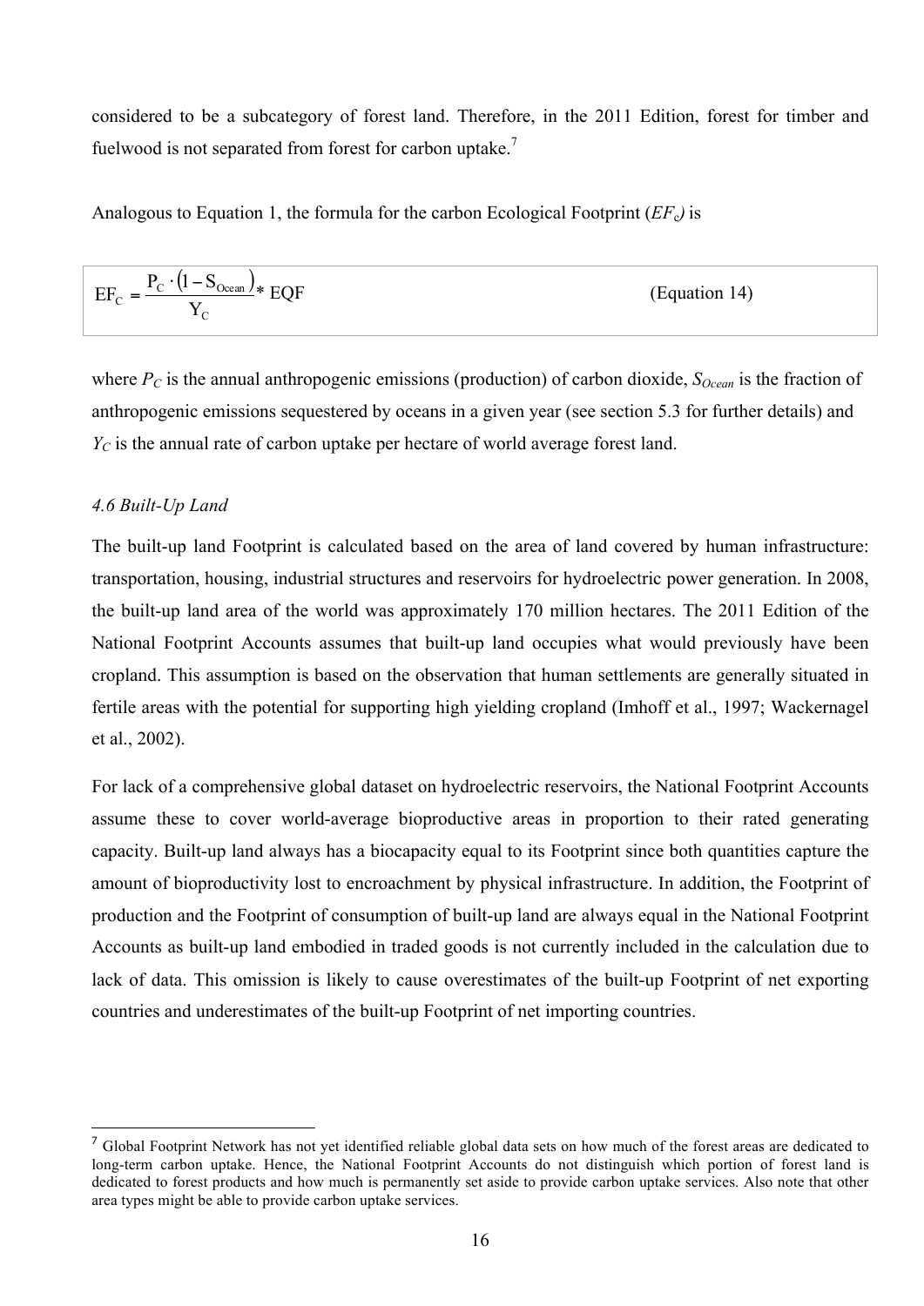considered to be a subcategory of forest land. Therefore, in the 2011 Edition, forest for timber and fuelwood is not separated from forest for carbon uptake.[7]

Analogous to Equation 1, the formula for the carbon Ecological Footprint ($EF_c$) is

$$EF_C = \frac{P_C \cdot (1 - S_{Ocean})}{Y_C} * EQF \qquad \text{(Equation 14)}$$

where $P_C$ is the annual anthropogenic emissions (production) of carbon dioxide, $S_{Ocean}$ is the fraction of anthropogenic emissions sequestered by oceans in a given year (see section 5.3 for further details) and $Y_C$ is the annual rate of carbon uptake per hectare of world average forest land.

### *4.6 Built-Up Land*

The built-up land Footprint is calculated based on the area of land covered by human infrastructure: transportation, housing, industrial structures and reservoirs for hydroelectric power generation. In 2008, the built-up land area of the world was approximately 170 million hectares. The 2011 Edition of the National Footprint Accounts assumes that built-up land occupies what would previously have been cropland. This assumption is based on the observation that human settlements are generally situated in fertile areas with the potential for supporting high yielding cropland (Imhoff et al., 1997; Wackernagel et al., 2002).

For lack of a comprehensive global dataset on hydroelectric reservoirs, the National Footprint Accounts assume these to cover world-average bioproductive areas in proportion to their rated generating capacity. Built-up land always has a biocapacity equal to its Footprint since both quantities capture the amount of bioproductivity lost to encroachment by physical infrastructure. In addition, the Footprint of production and the Footprint of consumption of built-up land are always equal in the National Footprint Accounts as built-up land embodied in traded goods is not currently included in the calculation due to lack of data. This omission is likely to cause overestimates of the built-up Footprint of net exporting countries and underestimates of the built-up Footprint of net importing countries.

---

[7] Global Footprint Network has not yet identified reliable global data sets on how much of the forest areas are dedicated to long-term carbon uptake. Hence, the National Footprint Accounts do not distinguish which portion of forest land is dedicated to forest products and how much is permanently set aside to provide carbon uptake services. Also note that other area types might be able to provide carbon uptake services.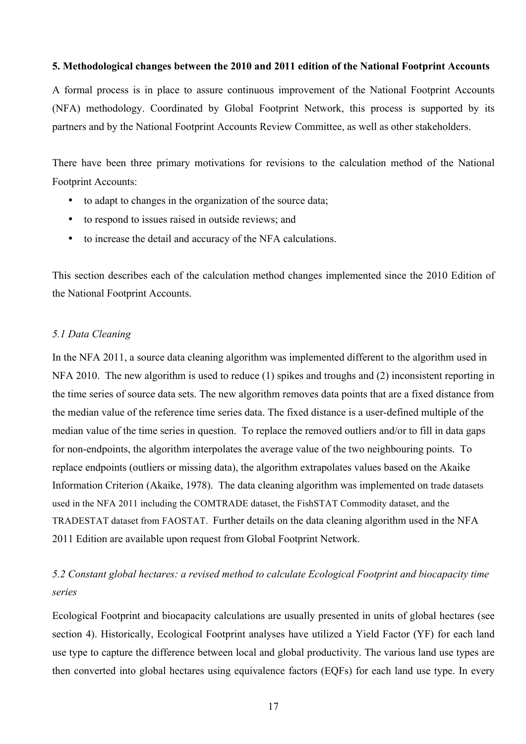**5. Methodological changes between the 2010 and 2011 edition of the National Footprint Accounts**

A formal process is in place to assure continuous improvement of the National Footprint Accounts (NFA) methodology. Coordinated by Global Footprint Network, this process is supported by its partners and by the National Footprint Accounts Review Committee, as well as other stakeholders.

There have been three primary motivations for revisions to the calculation method of the National Footprint Accounts:

- to adapt to changes in the organization of the source data;
- to respond to issues raised in outside reviews; and
- to increase the detail and accuracy of the NFA calculations.

This section describes each of the calculation method changes implemented since the 2010 Edition of the National Footprint Accounts.

*5.1 Data Cleaning*

In the NFA 2011, a source data cleaning algorithm was implemented different to the algorithm used in NFA 2010. The new algorithm is used to reduce (1) spikes and troughs and (2) inconsistent reporting in the time series of source data sets. The new algorithm removes data points that are a fixed distance from the median value of the reference time series data. The fixed distance is a user-defined multiple of the median value of the time series in question. To replace the removed outliers and/or to fill in data gaps for non-endpoints, the algorithm interpolates the average value of the two neighbouring points. To replace endpoints (outliers or missing data), the algorithm extrapolates values based on the Akaike Information Criterion (Akaike, 1978). The data cleaning algorithm was implemented on trade datasets used in the NFA 2011 including the COMTRADE dataset, the FishSTAT Commodity dataset, and the TRADESTAT dataset from FAOSTAT. Further details on the data cleaning algorithm used in the NFA 2011 Edition are available upon request from Global Footprint Network.

*5.2 Constant global hectares: a revised method to calculate Ecological Footprint and biocapacity time series*

Ecological Footprint and biocapacity calculations are usually presented in units of global hectares (see section 4). Historically, Ecological Footprint analyses have utilized a Yield Factor (YF) for each land use type to capture the difference between local and global productivity. The various land use types are then converted into global hectares using equivalence factors (EQFs) for each land use type. In every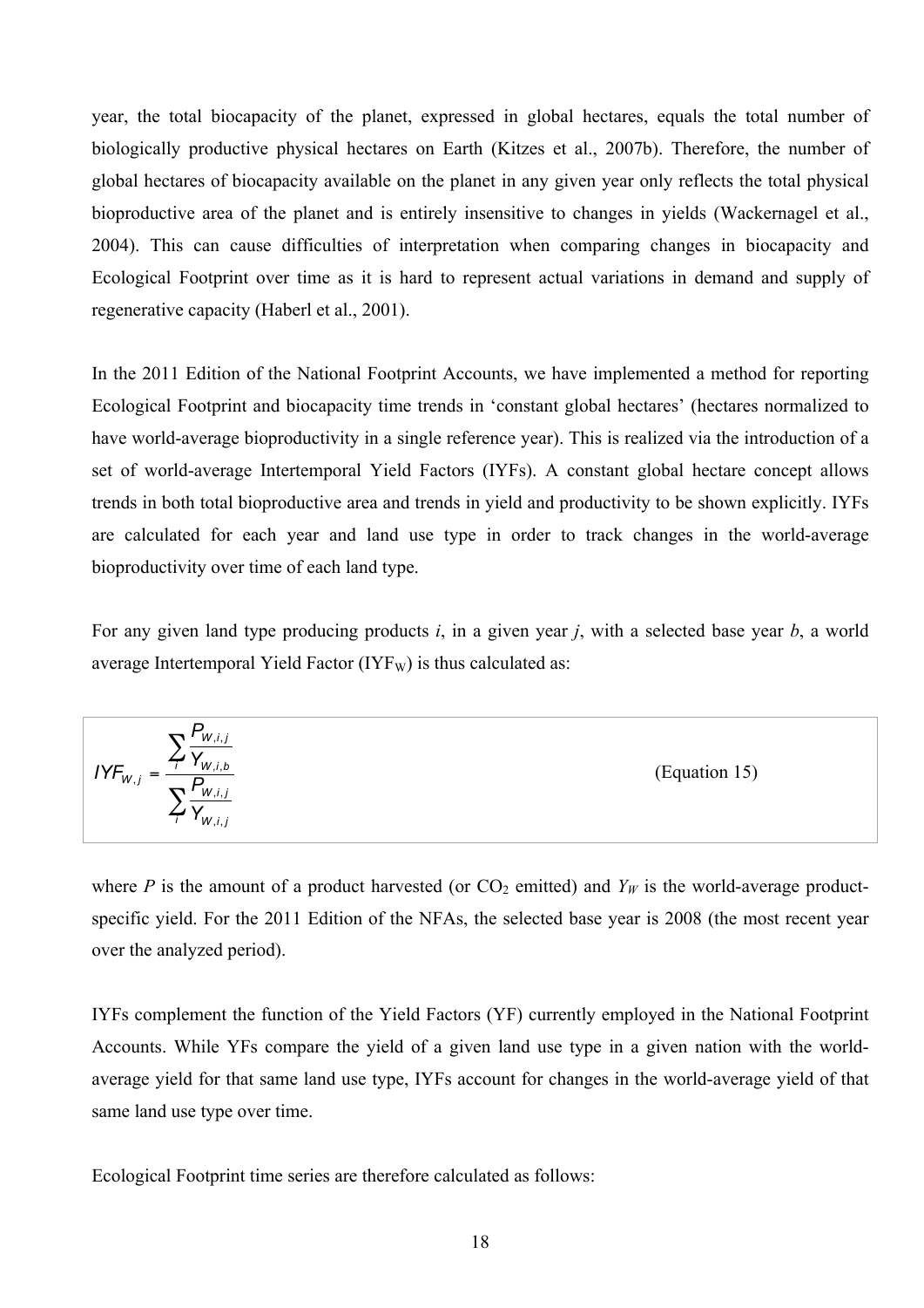year, the total biocapacity of the planet, expressed in global hectares, equals the total number of biologically productive physical hectares on Earth (Kitzes et al., 2007b). Therefore, the number of global hectares of biocapacity available on the planet in any given year only reflects the total physical bioproductive area of the planet and is entirely insensitive to changes in yields (Wackernagel et al., 2004). This can cause difficulties of interpretation when comparing changes in biocapacity and Ecological Footprint over time as it is hard to represent actual variations in demand and supply of regenerative capacity (Haberl et al., 2001).

In the 2011 Edition of the National Footprint Accounts, we have implemented a method for reporting Ecological Footprint and biocapacity time trends in 'constant global hectares' (hectares normalized to have world-average bioproductivity in a single reference year). This is realized via the introduction of a set of world-average Intertemporal Yield Factors (IYFs). A constant global hectare concept allows trends in both total bioproductive area and trends in yield and productivity to be shown explicitly. IYFs are calculated for each year and land use type in order to track changes in the world-average bioproductivity over time of each land type.

For any given land type producing products *i*, in a given year *j*, with a selected base year *b*, a world average Intertemporal Yield Factor ($IYF_W$) is thus calculated as:

$$IYF_{W,j} = \frac{\sum_i \frac{P_{W,i,j}}{Y_{W,i,b}}}{\sum_i \frac{P_{W,i,j}}{Y_{W,i,j}}} \qquad \text{(Equation 15)}$$

where *P* is the amount of a product harvested (or $CO_2$ emitted) and $Y_W$ is the world-average product-specific yield. For the 2011 Edition of the NFAs, the selected base year is 2008 (the most recent year over the analyzed period).

IYFs complement the function of the Yield Factors (YF) currently employed in the National Footprint Accounts. While YFs compare the yield of a given land use type in a given nation with the world-average yield for that same land use type, IYFs account for changes in the world-average yield of that same land use type over time.

Ecological Footprint time series are therefore calculated as follows: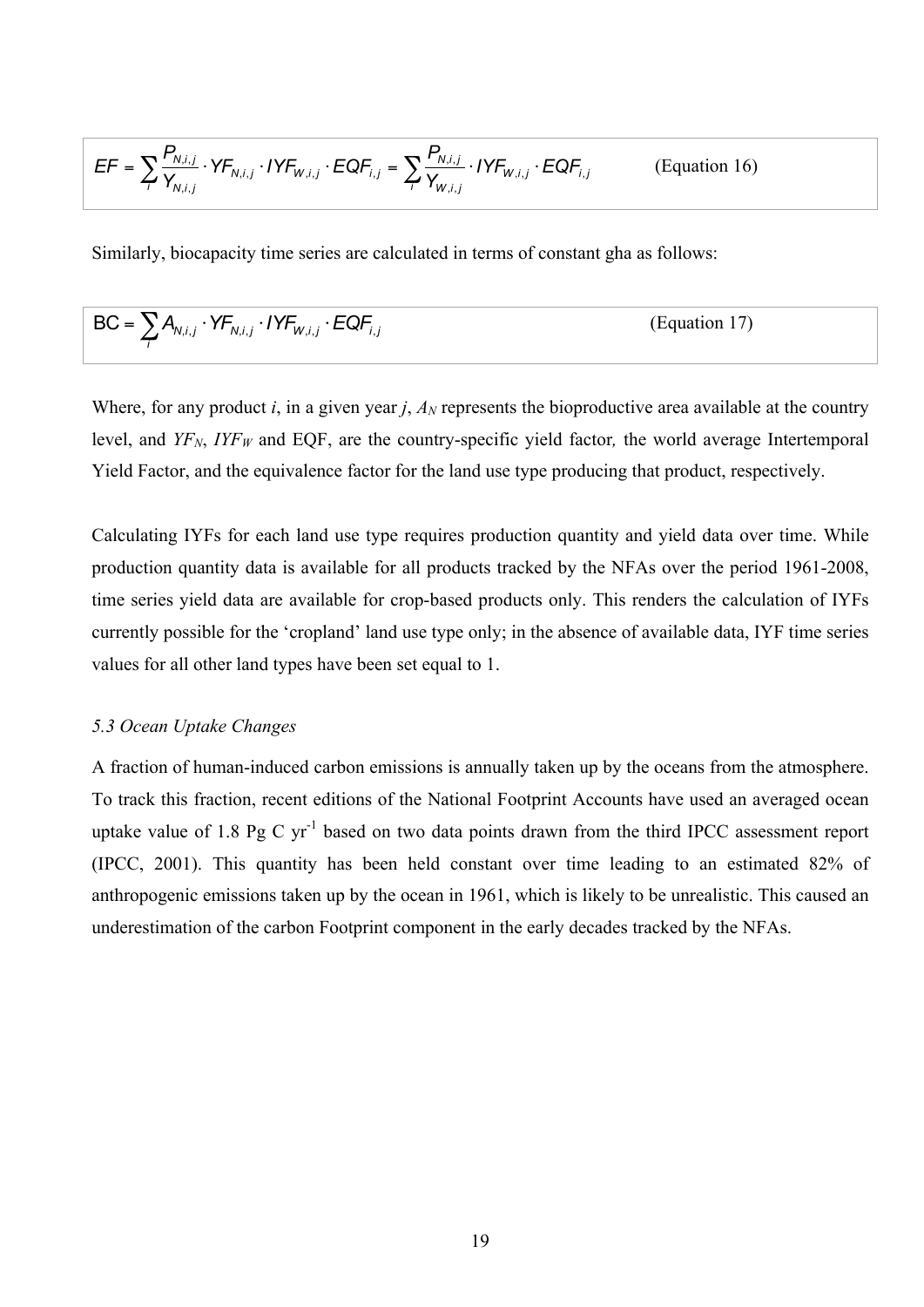$$EF = \sum_i \frac{P_{N,i,j}}{Y_{N,i,j}} \cdot YF_{N,i,j} \cdot IYF_{W,i,j} \cdot EQF_{i,j} = \sum_i \frac{P_{N,i,j}}{Y_{W,i,j}} \cdot IYF_{W,i,j} \cdot EQF_{i,j} \qquad \text{(Equation 16)}$$

Similarly, biocapacity time series are calculated in terms of constant gha as follows:

$$BC = \sum_i A_{N,i,j} \cdot YF_{N,i,j} \cdot IYF_{W,i,j} \cdot EQF_{i,j} \qquad \text{(Equation 17)}$$

Where, for any product *i*, in a given year *j*, $A_N$ represents the bioproductive area available at the country level, and $YF_N$, $IYF_W$ and EQF, are the country-specific yield factor, the world average Intertemporal Yield Factor, and the equivalence factor for the land use type producing that product, respectively.

Calculating IYFs for each land use type requires production quantity and yield data over time. While production quantity data is available for all products tracked by the NFAs over the period 1961-2008, time series yield data are available for crop-based products only. This renders the calculation of IYFs currently possible for the 'cropland' land use type only; in the absence of available data, IYF time series values for all other land types have been set equal to 1.

### *5.3 Ocean Uptake Changes*

A fraction of human-induced carbon emissions is annually taken up by the oceans from the atmosphere. To track this fraction, recent editions of the National Footprint Accounts have used an averaged ocean uptake value of 1.8 Pg C $yr^{-1}$ based on two data points drawn from the third IPCC assessment report (IPCC, 2001). This quantity has been held constant over time leading to an estimated 82% of anthropogenic emissions taken up by the ocean in 1961, which is likely to be unrealistic. This caused an underestimation of the carbon Footprint component in the early decades tracked by the NFAs.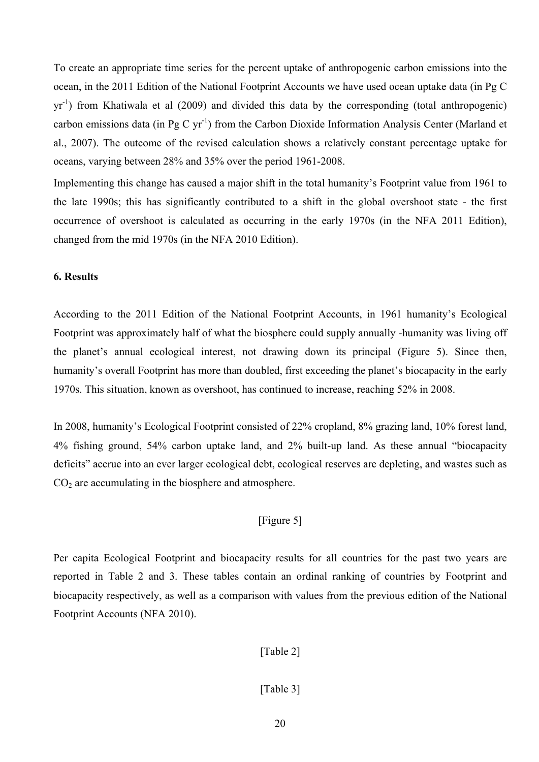To create an appropriate time series for the percent uptake of anthropogenic carbon emissions into the ocean, in the 2011 Edition of the National Footprint Accounts we have used ocean uptake data (in Pg C $yr^{-1}$) from Khatiwala et al (2009) and divided this data by the corresponding (total anthropogenic) carbon emissions data (in Pg C $yr^{-1}$) from the Carbon Dioxide Information Analysis Center (Marland et al., 2007). The outcome of the revised calculation shows a relatively constant percentage uptake for oceans, varying between 28% and 35% over the period 1961-2008.

Implementing this change has caused a major shift in the total humanity's Footprint value from 1961 to the late 1990s; this has significantly contributed to a shift in the global overshoot state - the first occurrence of overshoot is calculated as occurring in the early 1970s (in the NFA 2011 Edition), changed from the mid 1970s (in the NFA 2010 Edition).

### 6. Results

According to the 2011 Edition of the National Footprint Accounts, in 1961 humanity's Ecological Footprint was approximately half of what the biosphere could supply annually -humanity was living off the planet's annual ecological interest, not drawing down its principal (Figure 5). Since then, humanity's overall Footprint has more than doubled, first exceeding the planet's biocapacity in the early 1970s. This situation, known as overshoot, has continued to increase, reaching 52% in 2008.

In 2008, humanity's Ecological Footprint consisted of 22% cropland, 8% grazing land, 10% forest land, 4% fishing ground, 54% carbon uptake land, and 2% built-up land. As these annual "biocapacity deficits" accrue into an ever larger ecological debt, ecological reserves are depleting, and wastes such as $CO_2$ are accumulating in the biosphere and atmosphere.

[Figure 5]

Per capita Ecological Footprint and biocapacity results for all countries for the past two years are reported in Table 2 and 3. These tables contain an ordinal ranking of countries by Footprint and biocapacity respectively, as well as a comparison with values from the previous edition of the National Footprint Accounts (NFA 2010).

[Table 2]

[Table 3]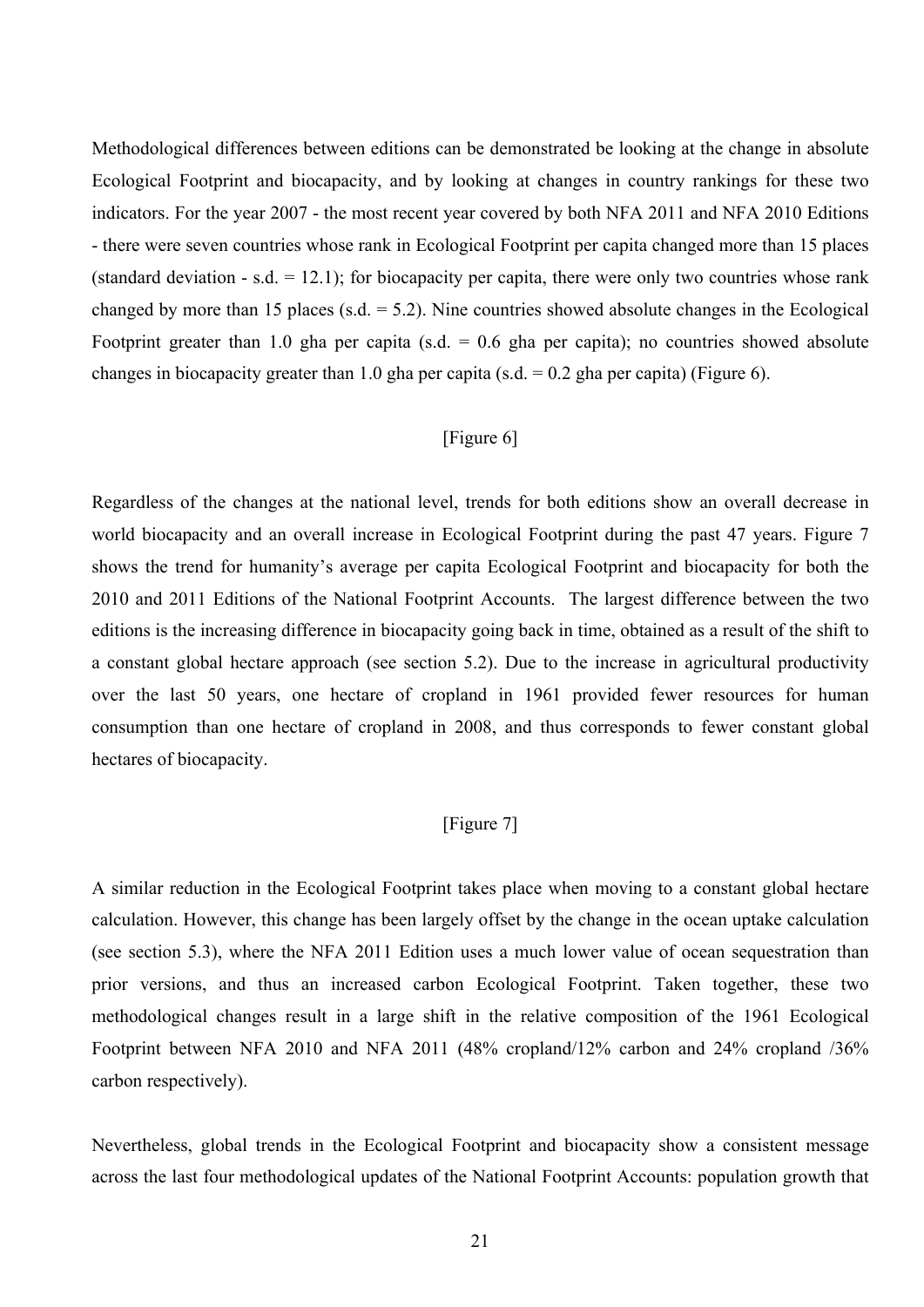Methodological differences between editions can be demonstrated be looking at the change in absolute Ecological Footprint and biocapacity, and by looking at changes in country rankings for these two indicators. For the year 2007 - the most recent year covered by both NFA 2011 and NFA 2010 Editions - there were seven countries whose rank in Ecological Footprint per capita changed more than 15 places (standard deviation - s.d. = 12.1); for biocapacity per capita, there were only two countries whose rank changed by more than 15 places (s.d. = 5.2). Nine countries showed absolute changes in the Ecological Footprint greater than 1.0 gha per capita (s.d. = 0.6 gha per capita); no countries showed absolute changes in biocapacity greater than 1.0 gha per capita (s.d. = 0.2 gha per capita) (Figure 6).

[Figure 6]

Regardless of the changes at the national level, trends for both editions show an overall decrease in world biocapacity and an overall increase in Ecological Footprint during the past 47 years. Figure 7 shows the trend for humanity's average per capita Ecological Footprint and biocapacity for both the 2010 and 2011 Editions of the National Footprint Accounts. The largest difference between the two editions is the increasing difference in biocapacity going back in time, obtained as a result of the shift to a constant global hectare approach (see section 5.2). Due to the increase in agricultural productivity over the last 50 years, one hectare of cropland in 1961 provided fewer resources for human consumption than one hectare of cropland in 2008, and thus corresponds to fewer constant global hectares of biocapacity.

[Figure 7]

A similar reduction in the Ecological Footprint takes place when moving to a constant global hectare calculation. However, this change has been largely offset by the change in the ocean uptake calculation (see section 5.3), where the NFA 2011 Edition uses a much lower value of ocean sequestration than prior versions, and thus an increased carbon Ecological Footprint. Taken together, these two methodological changes result in a large shift in the relative composition of the 1961 Ecological Footprint between NFA 2010 and NFA 2011 (48% cropland/12% carbon and 24% cropland /36% carbon respectively).

Nevertheless, global trends in the Ecological Footprint and biocapacity show a consistent message across the last four methodological updates of the National Footprint Accounts: population growth that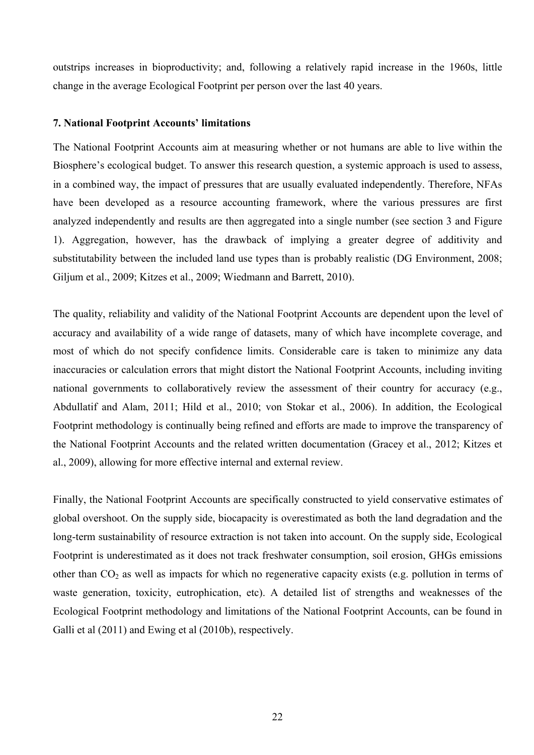outstrips increases in bioproductivity; and, following a relatively rapid increase in the 1960s, little change in the average Ecological Footprint per person over the last 40 years.

## 7. National Footprint Accounts' limitations

The National Footprint Accounts aim at measuring whether or not humans are able to live within the Biosphere's ecological budget. To answer this research question, a systemic approach is used to assess, in a combined way, the impact of pressures that are usually evaluated independently. Therefore, NFAs have been developed as a resource accounting framework, where the various pressures are first analyzed independently and results are then aggregated into a single number (see section 3 and Figure 1). Aggregation, however, has the drawback of implying a greater degree of additivity and substitutability between the included land use types than is probably realistic (DG Environment, 2008; Giljum et al., 2009; Kitzes et al., 2009; Wiedmann and Barrett, 2010).

The quality, reliability and validity of the National Footprint Accounts are dependent upon the level of accuracy and availability of a wide range of datasets, many of which have incomplete coverage, and most of which do not specify confidence limits. Considerable care is taken to minimize any data inaccuracies or calculation errors that might distort the National Footprint Accounts, including inviting national governments to collaboratively review the assessment of their country for accuracy (e.g., Abdullatif and Alam, 2011; Hild et al., 2010; von Stokar et al., 2006). In addition, the Ecological Footprint methodology is continually being refined and efforts are made to improve the transparency of the National Footprint Accounts and the related written documentation (Gracey et al., 2012; Kitzes et al., 2009), allowing for more effective internal and external review.

Finally, the National Footprint Accounts are specifically constructed to yield conservative estimates of global overshoot. On the supply side, biocapacity is overestimated as both the land degradation and the long-term sustainability of resource extraction is not taken into account. On the supply side, Ecological Footprint is underestimated as it does not track freshwater consumption, soil erosion, GHGs emissions other than $CO_2$ as well as impacts for which no regenerative capacity exists (e.g. pollution in terms of waste generation, toxicity, eutrophication, etc). A detailed list of strengths and weaknesses of the Ecological Footprint methodology and limitations of the National Footprint Accounts, can be found in Galli et al (2011) and Ewing et al (2010b), respectively.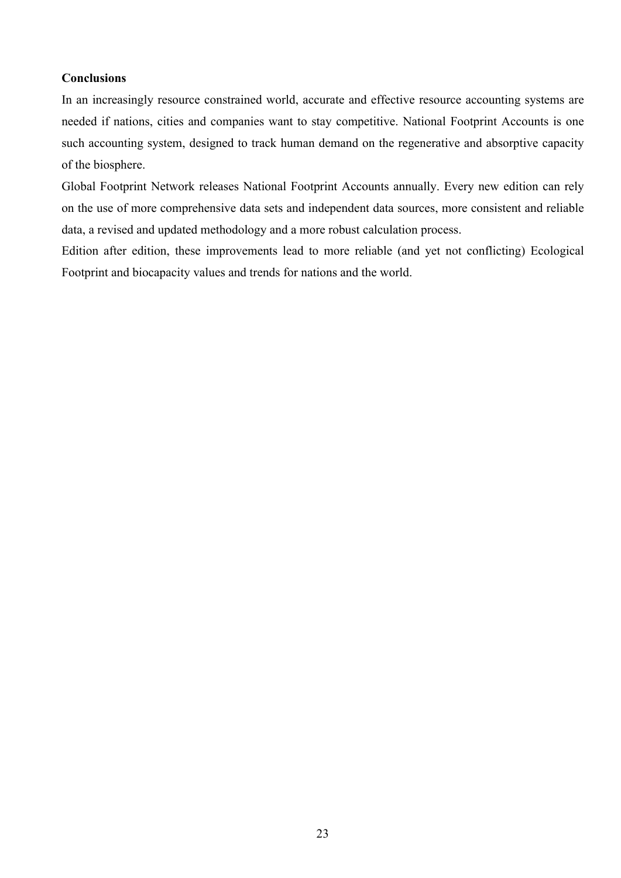**Conclusions**

In an increasingly resource constrained world, accurate and effective resource accounting systems are needed if nations, cities and companies want to stay competitive. National Footprint Accounts is one such accounting system, designed to track human demand on the regenerative and absorptive capacity of the biosphere.

Global Footprint Network releases National Footprint Accounts annually. Every new edition can rely on the use of more comprehensive data sets and independent data sources, more consistent and reliable data, a revised and updated methodology and a more robust calculation process.

Edition after edition, these improvements lead to more reliable (and yet not conflicting) Ecological Footprint and biocapacity values and trends for nations and the world.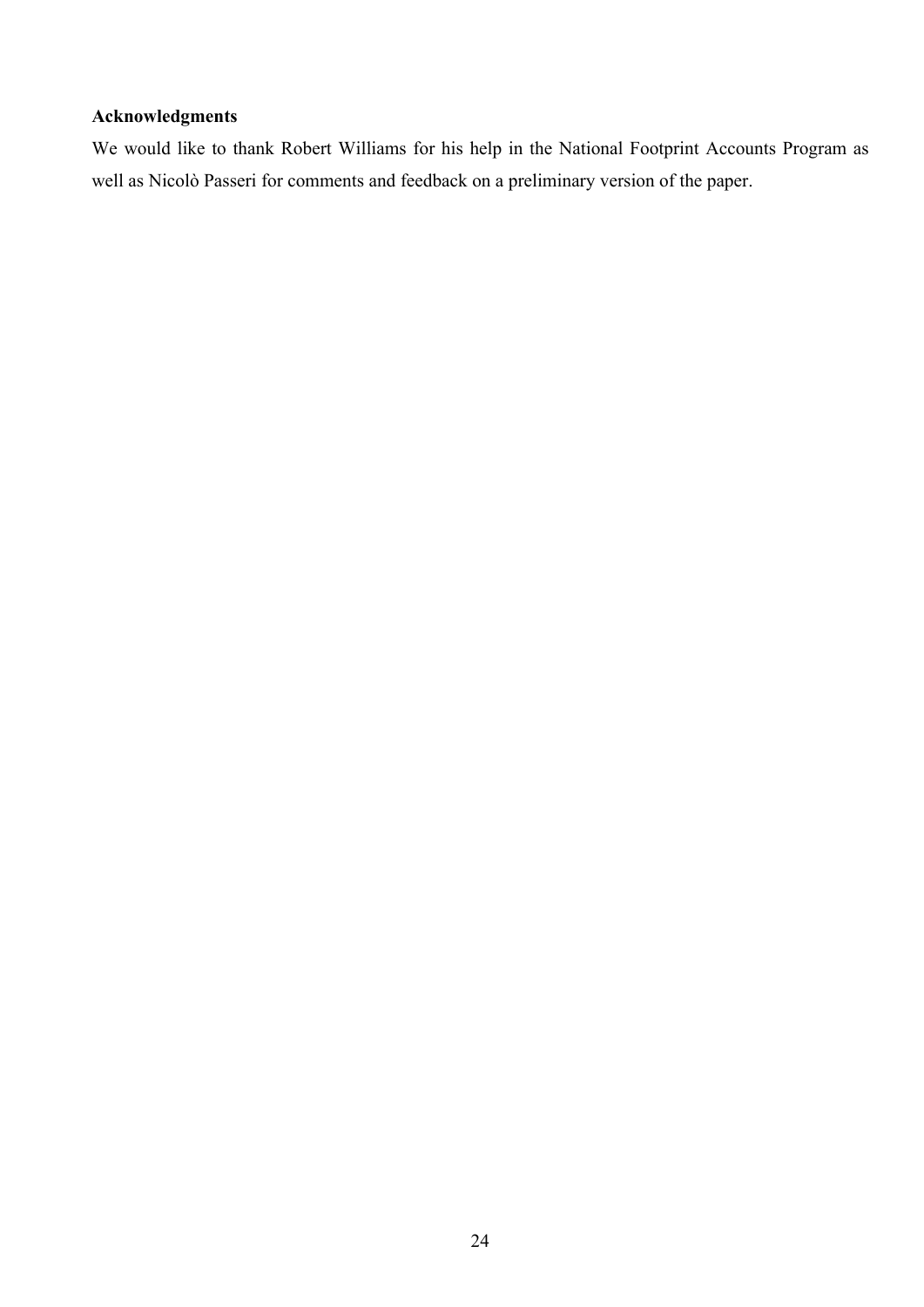**Acknowledgments**

We would like to thank Robert Williams for his help in the National Footprint Accounts Program as well as Nicolò Passeri for comments and feedback on a preliminary version of the paper.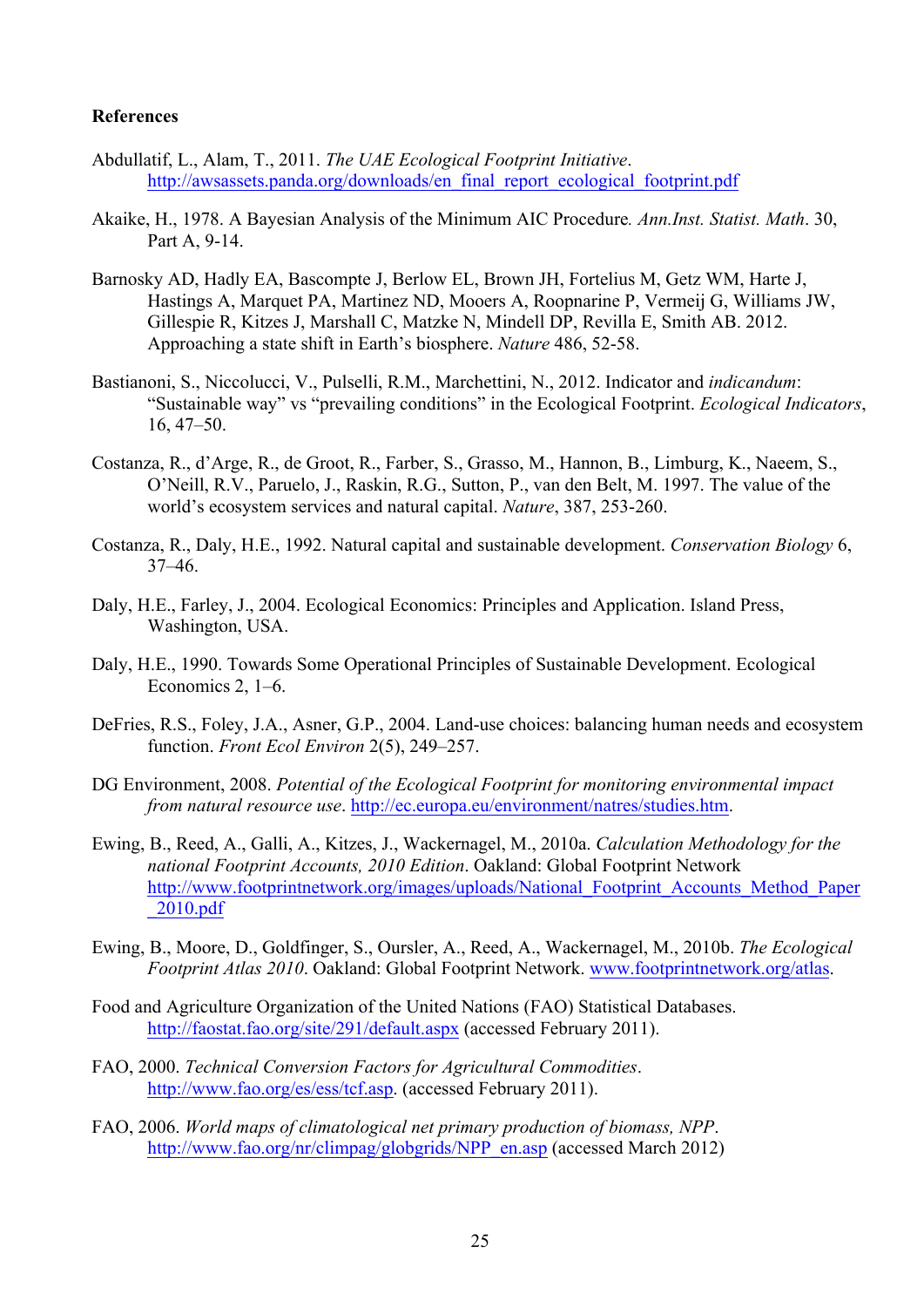**References**

Abdullatif, L., Alam, T., 2011. *The UAE Ecological Footprint Initiative*. http://awsassets.panda.org/downloads/en_final_report_ecological_footprint.pdf

Akaike, H., 1978. A Bayesian Analysis of the Minimum AIC Procedure*. Ann.Inst. Statist. Math*. 30, Part A, 9-14.

Barnosky AD, Hadly EA, Bascompte J, Berlow EL, Brown JH, Fortelius M, Getz WM, Harte J, Hastings A, Marquet PA, Martinez ND, Mooers A, Roopnarine P, Vermeij G, Williams JW, Gillespie R, Kitzes J, Marshall C, Matzke N, Mindell DP, Revilla E, Smith AB. 2012. Approaching a state shift in Earth's biosphere. *Nature* 486, 52-58.

Bastianoni, S., Niccolucci, V., Pulselli, R.M., Marchettini, N., 2012. Indicator and *indicandum*: "Sustainable way" vs "prevailing conditions" in the Ecological Footprint. *Ecological Indicators*, 16, 47–50.

Costanza, R., d'Arge, R., de Groot, R., Farber, S., Grasso, M., Hannon, B., Limburg, K., Naeem, S., O'Neill, R.V., Paruelo, J., Raskin, R.G., Sutton, P., van den Belt, M. 1997. The value of the world's ecosystem services and natural capital. *Nature*, 387, 253-260.

Costanza, R., Daly, H.E., 1992. Natural capital and sustainable development. *Conservation Biology* 6, 37–46.

Daly, H.E., Farley, J., 2004. Ecological Economics: Principles and Application. Island Press, Washington, USA.

Daly, H.E., 1990. Towards Some Operational Principles of Sustainable Development. Ecological Economics 2, 1–6.

DeFries, R.S., Foley, J.A., Asner, G.P., 2004. Land-use choices: balancing human needs and ecosystem function. *Front Ecol Environ* 2(5), 249–257.

DG Environment, 2008. *Potential of the Ecological Footprint for monitoring environmental impact from natural resource use*. http://ec.europa.eu/environment/natres/studies.htm.

Ewing, B., Reed, A., Galli, A., Kitzes, J., Wackernagel, M., 2010a. *Calculation Methodology for the national Footprint Accounts, 2010 Edition*. Oakland: Global Footprint Network http://www.footprintnetwork.org/images/uploads/National_Footprint_Accounts_Method_Paper_2010.pdf

Ewing, B., Moore, D., Goldfinger, S., Oursler, A., Reed, A., Wackernagel, M., 2010b. *The Ecological Footprint Atlas 2010*. Oakland: Global Footprint Network. www.footprintnetwork.org/atlas.

Food and Agriculture Organization of the United Nations (FAO) Statistical Databases. http://faostat.fao.org/site/291/default.aspx (accessed February 2011).

FAO, 2000. *Technical Conversion Factors for Agricultural Commodities*. http://www.fao.org/es/ess/tcf.asp. (accessed February 2011).

FAO, 2006. *World maps of climatological net primary production of biomass, NPP*. http://www.fao.org/nr/climpag/globgrids/NPP_en.asp (accessed March 2012)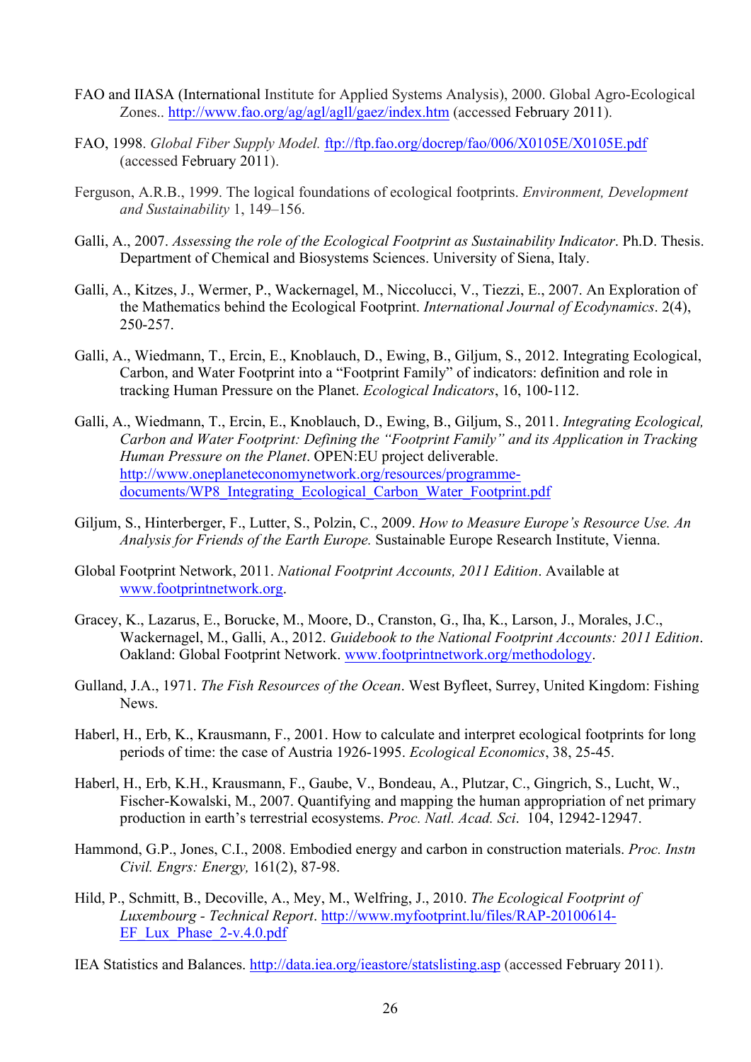FAO and IIASA (International Institute for Applied Systems Analysis), 2000. Global Agro-Ecological Zones.. http://www.fao.org/ag/agl/agll/gaez/index.htm (accessed February 2011).

FAO, 1998. *Global Fiber Supply Model.* ftp://ftp.fao.org/docrep/fao/006/X0105E/X0105E.pdf (accessed February 2011).

Ferguson, A.R.B., 1999. The logical foundations of ecological footprints. *Environment, Development and Sustainability* 1, 149–156.

Galli, A., 2007. *Assessing the role of the Ecological Footprint as Sustainability Indicator*. Ph.D. Thesis. Department of Chemical and Biosystems Sciences. University of Siena, Italy.

Galli, A., Kitzes, J., Wermer, P., Wackernagel, M., Niccolucci, V., Tiezzi, E., 2007. An Exploration of the Mathematics behind the Ecological Footprint. *International Journal of Ecodynamics*. 2(4), 250-257.

Galli, A., Wiedmann, T., Ercin, E., Knoblauch, D., Ewing, B., Giljum, S., 2012. Integrating Ecological, Carbon, and Water Footprint into a "Footprint Family" of indicators: definition and role in tracking Human Pressure on the Planet. *Ecological Indicators*, 16, 100-112.

Galli, A., Wiedmann, T., Ercin, E., Knoblauch, D., Ewing, B., Giljum, S., 2011. *Integrating Ecological, Carbon and Water Footprint: Defining the "Footprint Family" and its Application in Tracking Human Pressure on the Planet*. OPEN:EU project deliverable. http://www.oneplaneteconomynetwork.org/resources/programme-documents/WP8_Integrating_Ecological_Carbon_Water_Footprint.pdf

Giljum, S., Hinterberger, F., Lutter, S., Polzin, C., 2009. *How to Measure Europe's Resource Use. An Analysis for Friends of the Earth Europe.* Sustainable Europe Research Institute, Vienna.

Global Footprint Network, 2011. *National Footprint Accounts, 2011 Edition*. Available at www.footprintnetwork.org.

Gracey, K., Lazarus, E., Borucke, M., Moore, D., Cranston, G., Iha, K., Larson, J., Morales, J.C., Wackernagel, M., Galli, A., 2012. *Guidebook to the National Footprint Accounts: 2011 Edition*. Oakland: Global Footprint Network. www.footprintnetwork.org/methodology.

Gulland, J.A., 1971. *The Fish Resources of the Ocean*. West Byfleet, Surrey, United Kingdom: Fishing News.

Haberl, H., Erb, K., Krausmann, F., 2001. How to calculate and interpret ecological footprints for long periods of time: the case of Austria 1926-1995. *Ecological Economics*, 38, 25-45.

Haberl, H., Erb, K.H., Krausmann, F., Gaube, V., Bondeau, A., Plutzar, C., Gingrich, S., Lucht, W., Fischer-Kowalski, M., 2007. Quantifying and mapping the human appropriation of net primary production in earth's terrestrial ecosystems. *Proc. Natl. Acad. Sci*. 104, 12942-12947.

Hammond, G.P., Jones, C.I., 2008. Embodied energy and carbon in construction materials. *Proc. Instn Civil. Engrs: Energy,* 161(2), 87-98.

Hild, P., Schmitt, B., Decoville, A., Mey, M., Welfring, J., 2010. *The Ecological Footprint of Luxembourg - Technical Report*. http://www.myfootprint.lu/files/RAP-20100614-EF_Lux_Phase_2-v.4.0.pdf

IEA Statistics and Balances. http://data.iea.org/ieastore/statslisting.asp (accessed February 2011).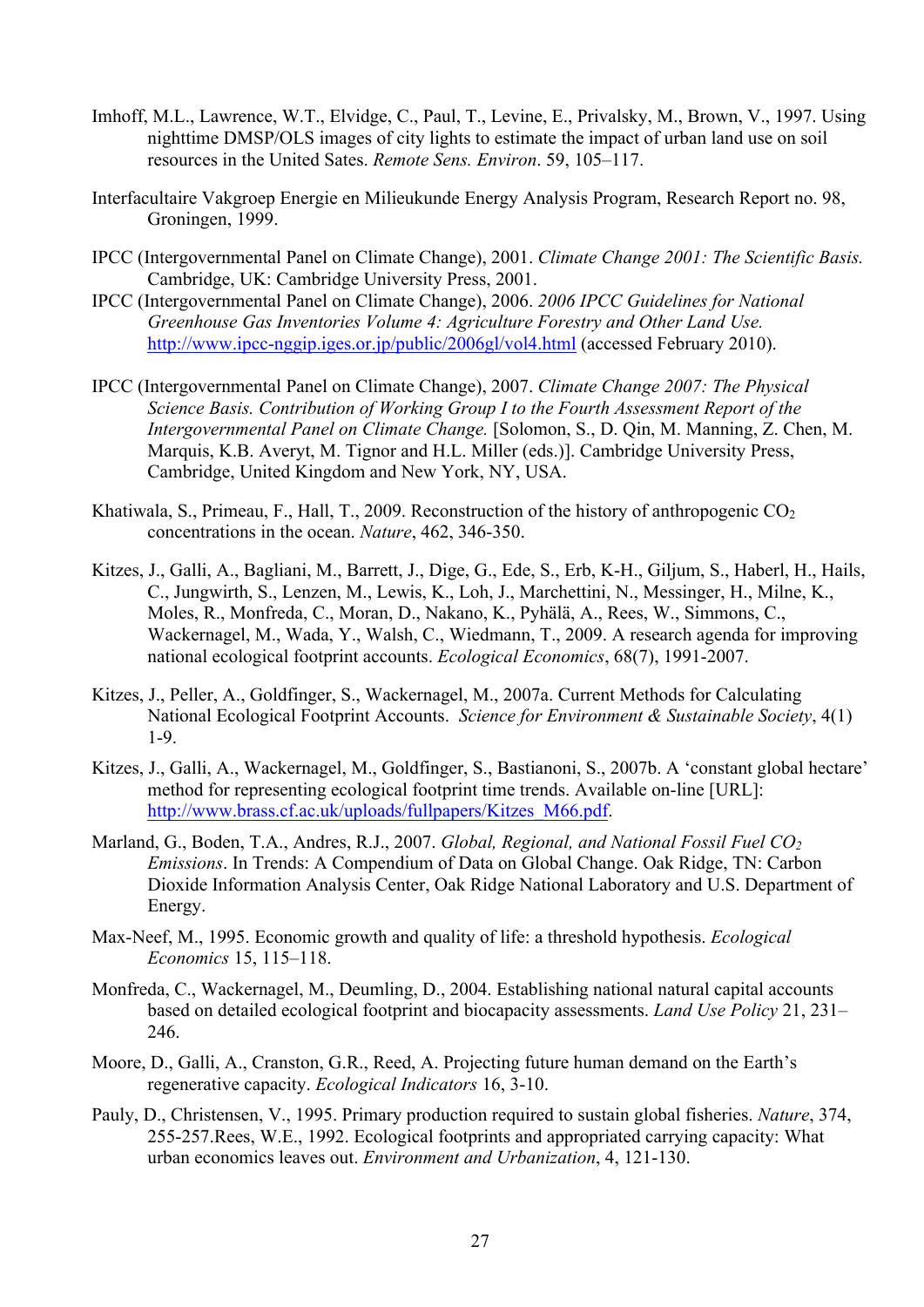Imhoff, M.L., Lawrence, W.T., Elvidge, C., Paul, T., Levine, E., Privalsky, M., Brown, V., 1997. Using nighttime DMSP/OLS images of city lights to estimate the impact of urban land use on soil resources in the United Sates. *Remote Sens. Environ*. 59, 105–117.

Interfacultaire Vakgroep Energie en Milieukunde Energy Analysis Program, Research Report no. 98, Groningen, 1999.

IPCC (Intergovernmental Panel on Climate Change), 2001. *Climate Change 2001: The Scientific Basis.* Cambridge, UK: Cambridge University Press, 2001.

IPCC (Intergovernmental Panel on Climate Change), 2006. *2006 IPCC Guidelines for National Greenhouse Gas Inventories Volume 4: Agriculture Forestry and Other Land Use.* http://www.ipcc-nggip.iges.or.jp/public/2006gl/vol4.html (accessed February 2010).

IPCC (Intergovernmental Panel on Climate Change), 2007. *Climate Change 2007: The Physical Science Basis. Contribution of Working Group I to the Fourth Assessment Report of the Intergovernmental Panel on Climate Change.* [Solomon, S., D. Qin, M. Manning, Z. Chen, M. Marquis, K.B. Averyt, M. Tignor and H.L. Miller (eds.)]. Cambridge University Press, Cambridge, United Kingdom and New York, NY, USA.

Khatiwala, S., Primeau, F., Hall, T., 2009. Reconstruction of the history of anthropogenic $CO_2$ concentrations in the ocean. *Nature*, 462, 346-350.

Kitzes, J., Galli, A., Bagliani, M., Barrett, J., Dige, G., Ede, S., Erb, K-H., Giljum, S., Haberl, H., Hails, C., Jungwirth, S., Lenzen, M., Lewis, K., Loh, J., Marchettini, N., Messinger, H., Milne, K., Moles, R., Monfreda, C., Moran, D., Nakano, K., Pyhälä, A., Rees, W., Simmons, C., Wackernagel, M., Wada, Y., Walsh, C., Wiedmann, T., 2009. A research agenda for improving national ecological footprint accounts. *Ecological Economics*, 68(7), 1991-2007.

Kitzes, J., Peller, A., Goldfinger, S., Wackernagel, M., 2007a. Current Methods for Calculating National Ecological Footprint Accounts. *Science for Environment & Sustainable Society*, 4(1) 1-9.

Kitzes, J., Galli, A., Wackernagel, M., Goldfinger, S., Bastianoni, S., 2007b. A 'constant global hectare' method for representing ecological footprint time trends. Available on-line [URL]: http://www.brass.cf.ac.uk/uploads/fullpapers/Kitzes_M66.pdf.

Marland, G., Boden, T.A., Andres, R.J., 2007. *Global, Regional, and National Fossil Fuel $CO_2$ Emissions*. In Trends: A Compendium of Data on Global Change. Oak Ridge, TN: Carbon Dioxide Information Analysis Center, Oak Ridge National Laboratory and U.S. Department of Energy.

Max-Neef, M., 1995. Economic growth and quality of life: a threshold hypothesis. *Ecological Economics* 15, 115–118.

Monfreda, C., Wackernagel, M., Deumling, D., 2004. Establishing national natural capital accounts based on detailed ecological footprint and biocapacity assessments. *Land Use Policy* 21, 231–246.

Moore, D., Galli, A., Cranston, G.R., Reed, A. Projecting future human demand on the Earth's regenerative capacity. *Ecological Indicators* 16, 3-10.

Pauly, D., Christensen, V., 1995. Primary production required to sustain global fisheries. *Nature*, 374, 255-257.Rees, W.E., 1992. Ecological footprints and appropriated carrying capacity: What urban economics leaves out. *Environment and Urbanization*, 4, 121-130.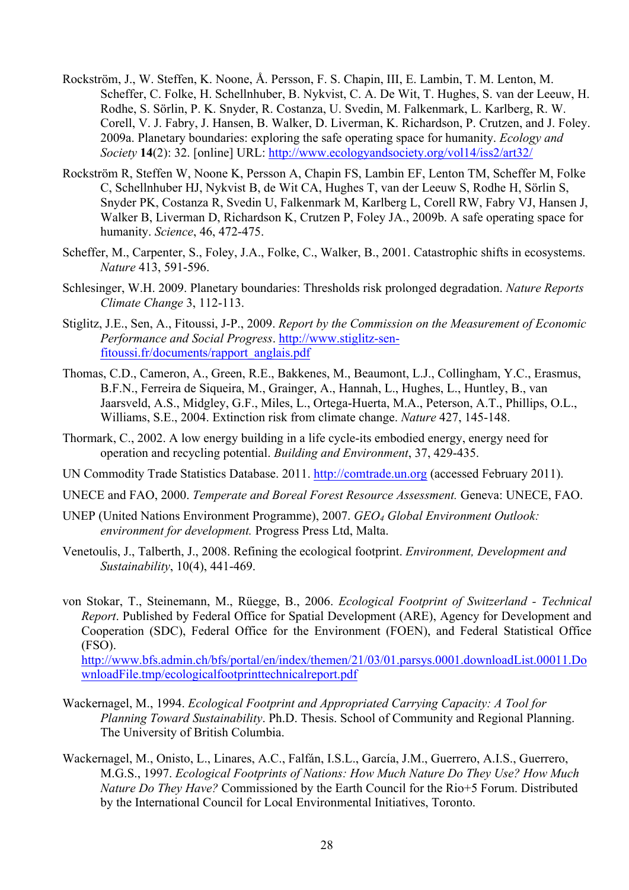Rockström, J., W. Steffen, K. Noone, Å. Persson, F. S. Chapin, III, E. Lambin, T. M. Lenton, M. Scheffer, C. Folke, H. Schellnhuber, B. Nykvist, C. A. De Wit, T. Hughes, S. van der Leeuw, H. Rodhe, S. Sörlin, P. K. Snyder, R. Costanza, U. Svedin, M. Falkenmark, L. Karlberg, R. W. Corell, V. J. Fabry, J. Hansen, B. Walker, D. Liverman, K. Richardson, P. Crutzen, and J. Foley. 2009a. Planetary boundaries: exploring the safe operating space for humanity. *Ecology and Society* **14**(2): 32. [online] URL: http://www.ecologyandsociety.org/vol14/iss2/art32/

Rockström R, Steffen W, Noone K, Persson A, Chapin FS, Lambin EF, Lenton TM, Scheffer M, Folke C, Schellnhuber HJ, Nykvist B, de Wit CA, Hughes T, van der Leeuw S, Rodhe H, Sörlin S, Snyder PK, Costanza R, Svedin U, Falkenmark M, Karlberg L, Corell RW, Fabry VJ, Hansen J, Walker B, Liverman D, Richardson K, Crutzen P, Foley JA., 2009b. A safe operating space for humanity. *Science*, 46, 472-475.

Scheffer, M., Carpenter, S., Foley, J.A., Folke, C., Walker, B., 2001. Catastrophic shifts in ecosystems. *Nature* 413, 591-596.

Schlesinger, W.H. 2009. Planetary boundaries: Thresholds risk prolonged degradation. *Nature Reports Climate Change* 3, 112-113.

Stiglitz, J.E., Sen, A., Fitoussi, J-P., 2009. *Report by the Commission on the Measurement of Economic Performance and Social Progress*. http://www.stiglitz-sen-fitoussi.fr/documents/rapport_anglais.pdf

Thomas, C.D., Cameron, A., Green, R.E., Bakkenes, M., Beaumont, L.J., Collingham, Y.C., Erasmus, B.F.N., Ferreira de Siqueira, M., Grainger, A., Hannah, L., Hughes, L., Huntley, B., van Jaarsveld, A.S., Midgley, G.F., Miles, L., Ortega-Huerta, M.A., Peterson, A.T., Phillips, O.L., Williams, S.E., 2004. Extinction risk from climate change. *Nature* 427, 145-148.

Thormark, C., 2002. A low energy building in a life cycle-its embodied energy, energy need for operation and recycling potential. *Building and Environment*, 37, 429-435.

UN Commodity Trade Statistics Database. 2011. http://comtrade.un.org (accessed February 2011).

UNECE and FAO, 2000. *Temperate and Boreal Forest Resource Assessment.* Geneva: UNECE, FAO.

UNEP (United Nations Environment Programme), 2007. *GEO$_4$ Global Environment Outlook: environment for development.* Progress Press Ltd, Malta.

Venetoulis, J., Talberth, J., 2008. Refining the ecological footprint. *Environment, Development and Sustainability*, 10(4), 441-469.

von Stokar, T., Steinemann, M., Rüegge, B., 2006. *Ecological Footprint of Switzerland - Technical Report*. Published by Federal Office for Spatial Development (ARE), Agency for Development and Cooperation (SDC), Federal Office for the Environment (FOEN), and Federal Statistical Office (FSO).
http://www.bfs.admin.ch/bfs/portal/en/index/themen/21/03/01.parsys.0001.downloadList.00011.DownloadFile.tmp/ecologicalfootprinttechnicalreport.pdf

Wackernagel, M., 1994. *Ecological Footprint and Appropriated Carrying Capacity: A Tool for Planning Toward Sustainability*. Ph.D. Thesis. School of Community and Regional Planning. The University of British Columbia.

Wackernagel, M., Onisto, L., Linares, A.C., Falfán, I.S.L., García, J.M., Guerrero, A.I.S., Guerrero, M.G.S., 1997. *Ecological Footprints of Nations: How Much Nature Do They Use? How Much Nature Do They Have?* Commissioned by the Earth Council for the Rio+5 Forum. Distributed by the International Council for Local Environmental Initiatives, Toronto.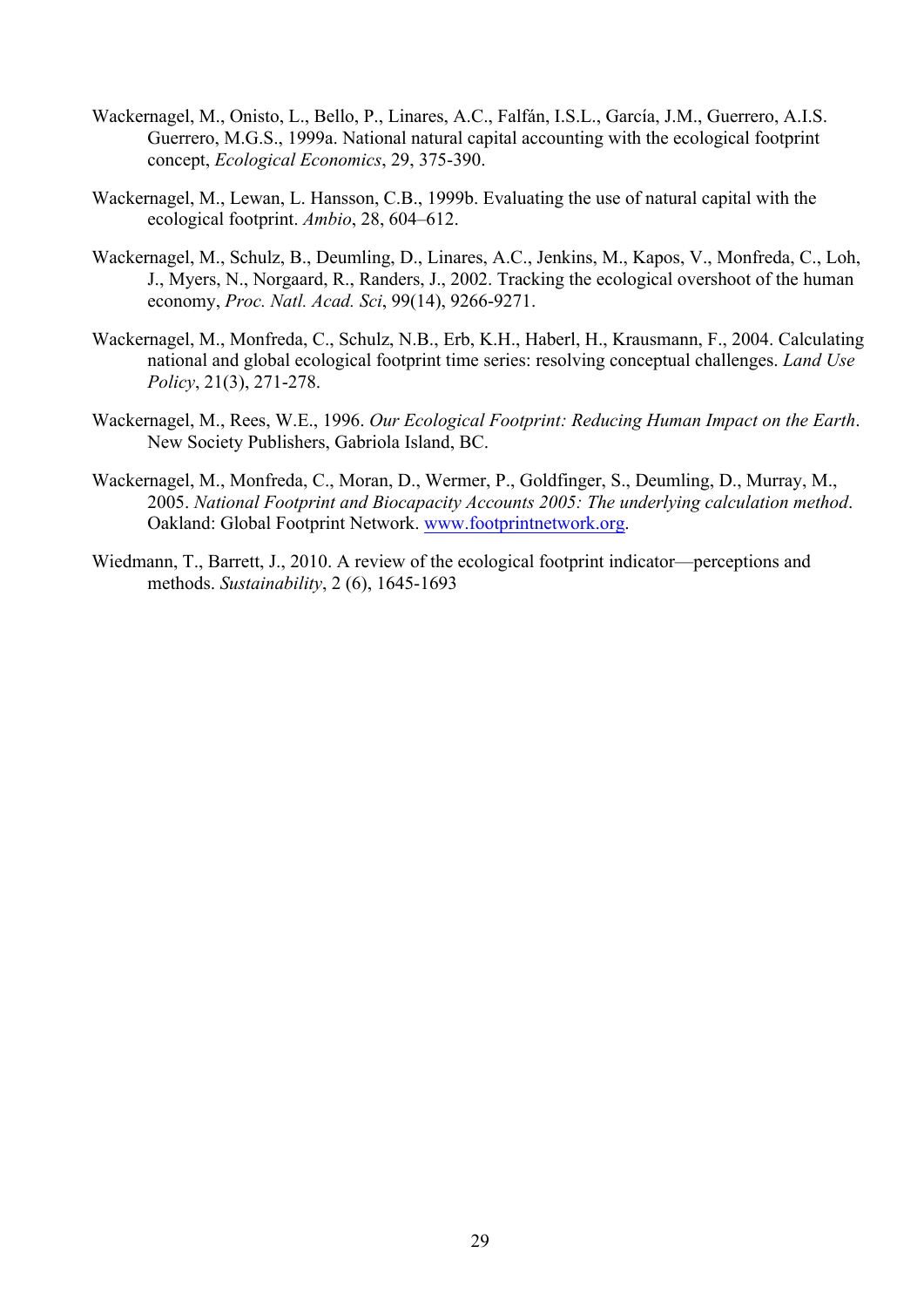Wackernagel, M., Onisto, L., Bello, P., Linares, A.C., Falfán, I.S.L., García, J.M., Guerrero, A.I.S. Guerrero, M.G.S., 1999a. National natural capital accounting with the ecological footprint concept, *Ecological Economics*, 29, 375-390.

Wackernagel, M., Lewan, L. Hansson, C.B., 1999b. Evaluating the use of natural capital with the ecological footprint. *Ambio*, 28, 604–612.

Wackernagel, M., Schulz, B., Deumling, D., Linares, A.C., Jenkins, M., Kapos, V., Monfreda, C., Loh, J., Myers, N., Norgaard, R., Randers, J., 2002. Tracking the ecological overshoot of the human economy, *Proc. Natl. Acad. Sci*, 99(14), 9266-9271.

Wackernagel, M., Monfreda, C., Schulz, N.B., Erb, K.H., Haberl, H., Krausmann, F., 2004. Calculating national and global ecological footprint time series: resolving conceptual challenges. *Land Use Policy*, 21(3), 271-278.

Wackernagel, M., Rees, W.E., 1996. *Our Ecological Footprint: Reducing Human Impact on the Earth*. New Society Publishers, Gabriola Island, BC.

Wackernagel, M., Monfreda, C., Moran, D., Wermer, P., Goldfinger, S., Deumling, D., Murray, M., 2005. *National Footprint and Biocapacity Accounts 2005: The underlying calculation method*. Oakland: Global Footprint Network. www.footprintnetwork.org.

Wiedmann, T., Barrett, J., 2010. A review of the ecological footprint indicator—perceptions and methods. *Sustainability*, 2 (6), 1645-1693